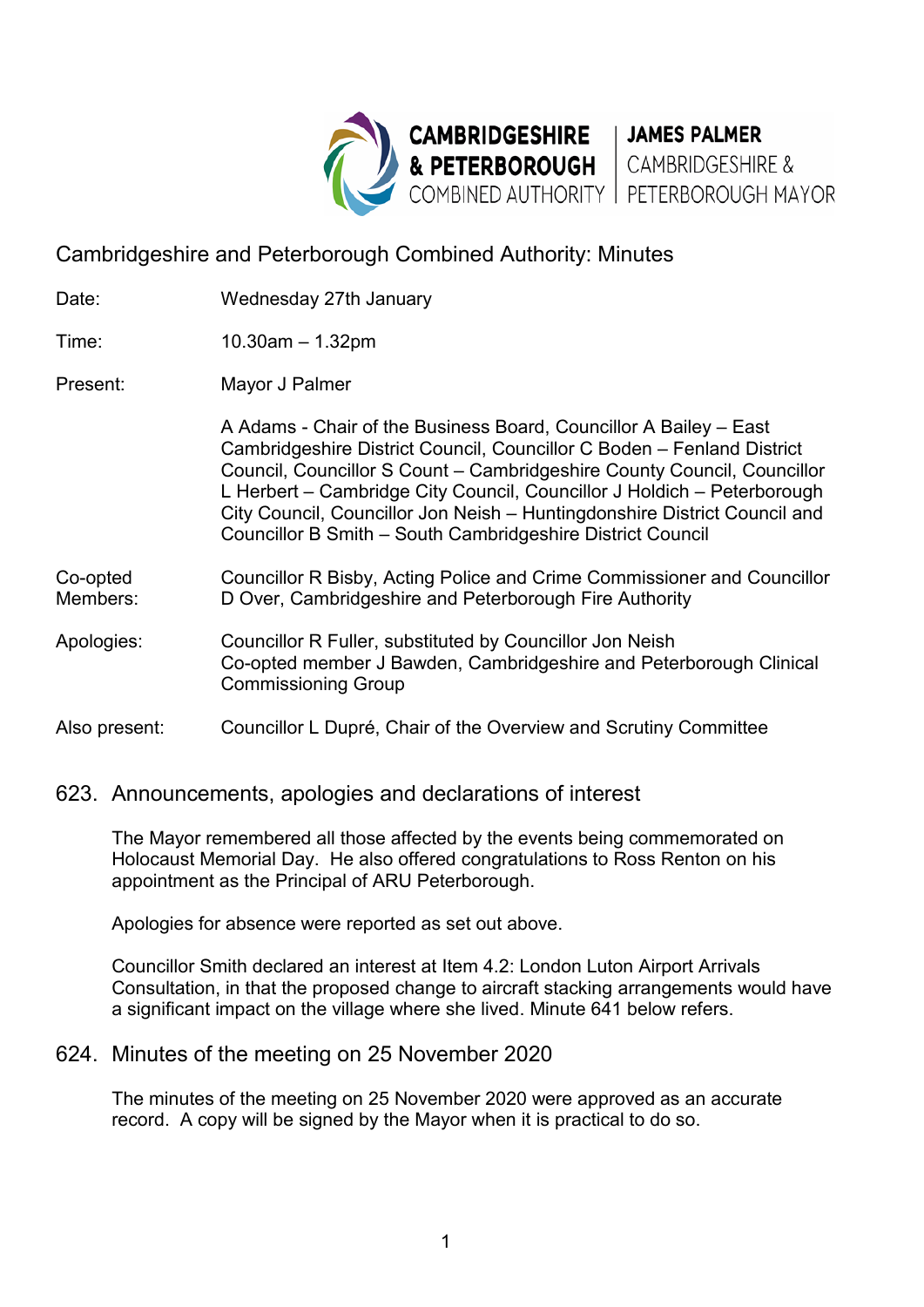CAMBRIDGESHIRE & PETERBOROUGH COMBINED AUTHORITY | JAMES PALMER CAMBRIDGESHIRE & PETERBOROUGH MAYOR

# Cambridgeshire and Peterborough Combined Authority: Minutes

| | |
|---|---|
| Date: | Wednesday 27th January |
| Time: | 10.30am – 1.32pm |
| Present: | Mayor J Palmer |
| | A Adams - Chair of the Business Board, Councillor A Bailey – East Cambridgeshire District Council, Councillor C Boden – Fenland District Council, Councillor S Count – Cambridgeshire County Council, Councillor L Herbert – Cambridge City Council, Councillor J Holdich – Peterborough City Council, Councillor Jon Neish – Huntingdonshire District Council and Councillor B Smith – South Cambridgeshire District Council |
| Co-opted Members: | Councillor R Bisby, Acting Police and Crime Commissioner and Councillor D Over, Cambridgeshire and Peterborough Fire Authority |
| Apologies: | Councillor R Fuller, substituted by Councillor Jon Neish<br>Co-opted member J Bawden, Cambridgeshire and Peterborough Clinical Commissioning Group |
| Also present: | Councillor L Dupré, Chair of the Overview and Scrutiny Committee |

## 623. Announcements, apologies and declarations of interest

The Mayor remembered all those affected by the events being commemorated on Holocaust Memorial Day. He also offered congratulations to Ross Renton on his appointment as the Principal of ARU Peterborough.

Apologies for absence were reported as set out above.

Councillor Smith declared an interest at Item 4.2: London Luton Airport Arrivals Consultation, in that the proposed change to aircraft stacking arrangements would have a significant impact on the village where she lived. Minute 641 below refers.

## 624. Minutes of the meeting on 25 November 2020

The minutes of the meeting on 25 November 2020 were approved as an accurate record. A copy will be signed by the Mayor when it is practical to do so.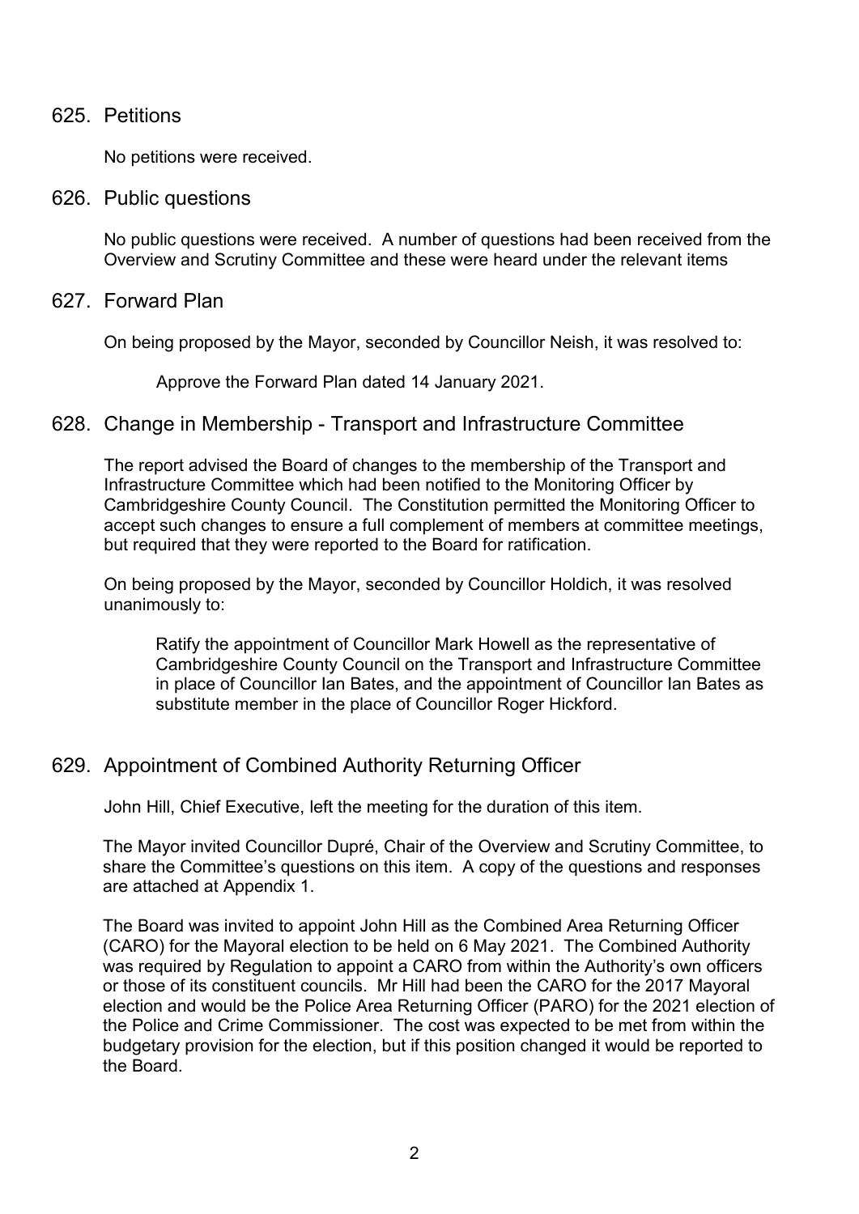## 625. Petitions

No petitions were received.

## 626. Public questions

No public questions were received. A number of questions had been received from the Overview and Scrutiny Committee and these were heard under the relevant items

## 627. Forward Plan

On being proposed by the Mayor, seconded by Councillor Neish, it was resolved to:

> Approve the Forward Plan dated 14 January 2021.

## 628. Change in Membership - Transport and Infrastructure Committee

The report advised the Board of changes to the membership of the Transport and Infrastructure Committee which had been notified to the Monitoring Officer by Cambridgeshire County Council. The Constitution permitted the Monitoring Officer to accept such changes to ensure a full complement of members at committee meetings, but required that they were reported to the Board for ratification.

On being proposed by the Mayor, seconded by Councillor Holdich, it was resolved unanimously to:

> Ratify the appointment of Councillor Mark Howell as the representative of Cambridgeshire County Council on the Transport and Infrastructure Committee in place of Councillor Ian Bates, and the appointment of Councillor Ian Bates as substitute member in the place of Councillor Roger Hickford.

## 629. Appointment of Combined Authority Returning Officer

John Hill, Chief Executive, left the meeting for the duration of this item.

The Mayor invited Councillor Dupré, Chair of the Overview and Scrutiny Committee, to share the Committee's questions on this item. A copy of the questions and responses are attached at Appendix 1.

The Board was invited to appoint John Hill as the Combined Area Returning Officer (CARO) for the Mayoral election to be held on 6 May 2021. The Combined Authority was required by Regulation to appoint a CARO from within the Authority's own officers or those of its constituent councils. Mr Hill had been the CARO for the 2017 Mayoral election and would be the Police Area Returning Officer (PARO) for the 2021 election of the Police and Crime Commissioner. The cost was expected to be met from within the budgetary provision for the election, but if this position changed it would be reported to the Board.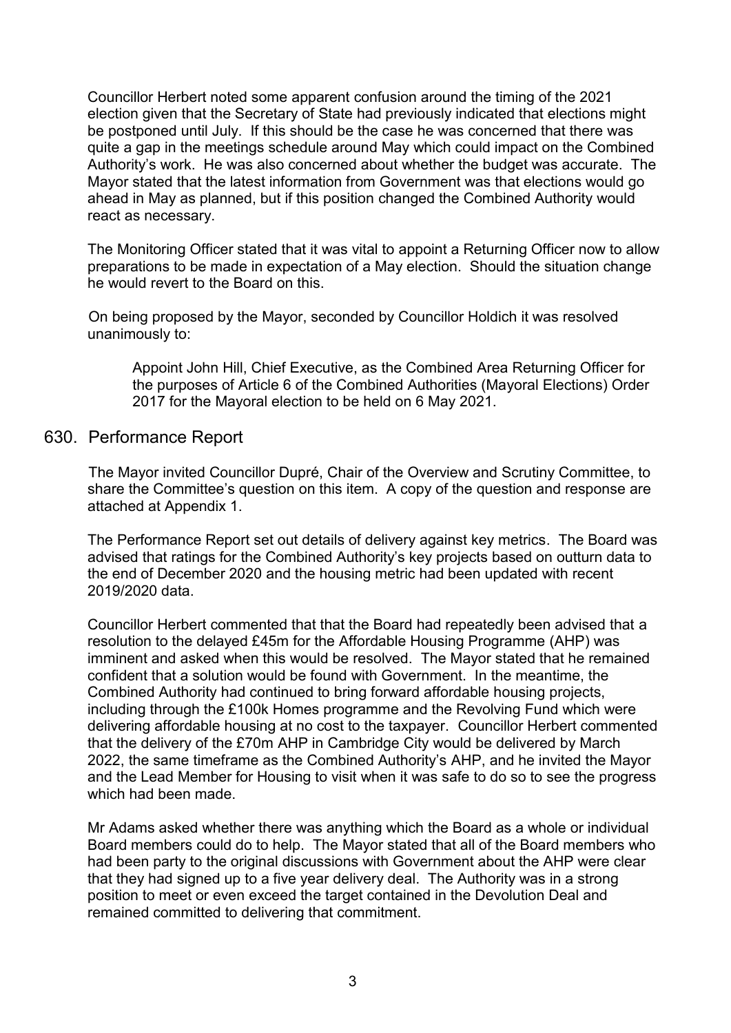Councillor Herbert noted some apparent confusion around the timing of the 2021 election given that the Secretary of State had previously indicated that elections might be postponed until July. If this should be the case he was concerned that there was quite a gap in the meetings schedule around May which could impact on the Combined Authority's work. He was also concerned about whether the budget was accurate. The Mayor stated that the latest information from Government was that elections would go ahead in May as planned, but if this position changed the Combined Authority would react as necessary.

The Monitoring Officer stated that it was vital to appoint a Returning Officer now to allow preparations to be made in expectation of a May election. Should the situation change he would revert to the Board on this.

On being proposed by the Mayor, seconded by Councillor Holdich it was resolved unanimously to:

> Appoint John Hill, Chief Executive, as the Combined Area Returning Officer for the purposes of Article 6 of the Combined Authorities (Mayoral Elections) Order 2017 for the Mayoral election to be held on 6 May 2021.

## 630. Performance Report

The Mayor invited Councillor Dupré, Chair of the Overview and Scrutiny Committee, to share the Committee's question on this item. A copy of the question and response are attached at Appendix 1.

The Performance Report set out details of delivery against key metrics. The Board was advised that ratings for the Combined Authority's key projects based on outturn data to the end of December 2020 and the housing metric had been updated with recent 2019/2020 data.

Councillor Herbert commented that that the Board had repeatedly been advised that a resolution to the delayed £45m for the Affordable Housing Programme (AHP) was imminent and asked when this would be resolved. The Mayor stated that he remained confident that a solution would be found with Government. In the meantime, the Combined Authority had continued to bring forward affordable housing projects, including through the £100k Homes programme and the Revolving Fund which were delivering affordable housing at no cost to the taxpayer. Councillor Herbert commented that the delivery of the £70m AHP in Cambridge City would be delivered by March 2022, the same timeframe as the Combined Authority's AHP, and he invited the Mayor and the Lead Member for Housing to visit when it was safe to do so to see the progress which had been made.

Mr Adams asked whether there was anything which the Board as a whole or individual Board members could do to help. The Mayor stated that all of the Board members who had been party to the original discussions with Government about the AHP were clear that they had signed up to a five year delivery deal. The Authority was in a strong position to meet or even exceed the target contained in the Devolution Deal and remained committed to delivering that commitment.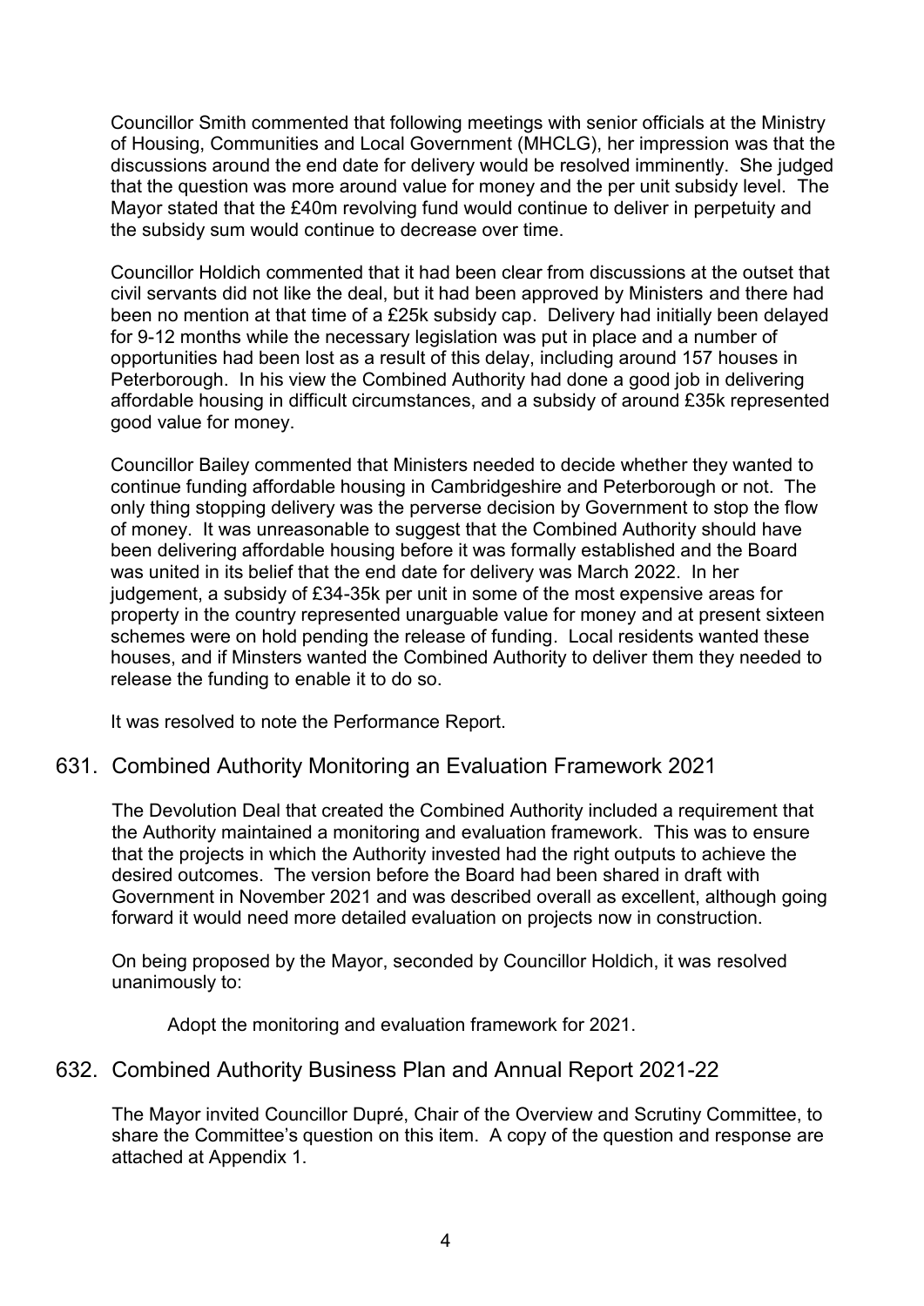Councillor Smith commented that following meetings with senior officials at the Ministry of Housing, Communities and Local Government (MHCLG), her impression was that the discussions around the end date for delivery would be resolved imminently. She judged that the question was more around value for money and the per unit subsidy level. The Mayor stated that the £40m revolving fund would continue to deliver in perpetuity and the subsidy sum would continue to decrease over time.

Councillor Holdich commented that it had been clear from discussions at the outset that civil servants did not like the deal, but it had been approved by Ministers and there had been no mention at that time of a £25k subsidy cap. Delivery had initially been delayed for 9-12 months while the necessary legislation was put in place and a number of opportunities had been lost as a result of this delay, including around 157 houses in Peterborough. In his view the Combined Authority had done a good job in delivering affordable housing in difficult circumstances, and a subsidy of around £35k represented good value for money.

Councillor Bailey commented that Ministers needed to decide whether they wanted to continue funding affordable housing in Cambridgeshire and Peterborough or not. The only thing stopping delivery was the perverse decision by Government to stop the flow of money. It was unreasonable to suggest that the Combined Authority should have been delivering affordable housing before it was formally established and the Board was united in its belief that the end date for delivery was March 2022. In her judgement, a subsidy of £34-35k per unit in some of the most expensive areas for property in the country represented unarguable value for money and at present sixteen schemes were on hold pending the release of funding. Local residents wanted these houses, and if Minsters wanted the Combined Authority to deliver them they needed to release the funding to enable it to do so.

It was resolved to note the Performance Report.

## 631. Combined Authority Monitoring an Evaluation Framework 2021

The Devolution Deal that created the Combined Authority included a requirement that the Authority maintained a monitoring and evaluation framework. This was to ensure that the projects in which the Authority invested had the right outputs to achieve the desired outcomes. The version before the Board had been shared in draft with Government in November 2021 and was described overall as excellent, although going forward it would need more detailed evaluation on projects now in construction.

On being proposed by the Mayor, seconded by Councillor Holdich, it was resolved unanimously to:

Adopt the monitoring and evaluation framework for 2021.

## 632. Combined Authority Business Plan and Annual Report 2021-22

The Mayor invited Councillor Dupré, Chair of the Overview and Scrutiny Committee, to share the Committee's question on this item. A copy of the question and response are attached at Appendix 1.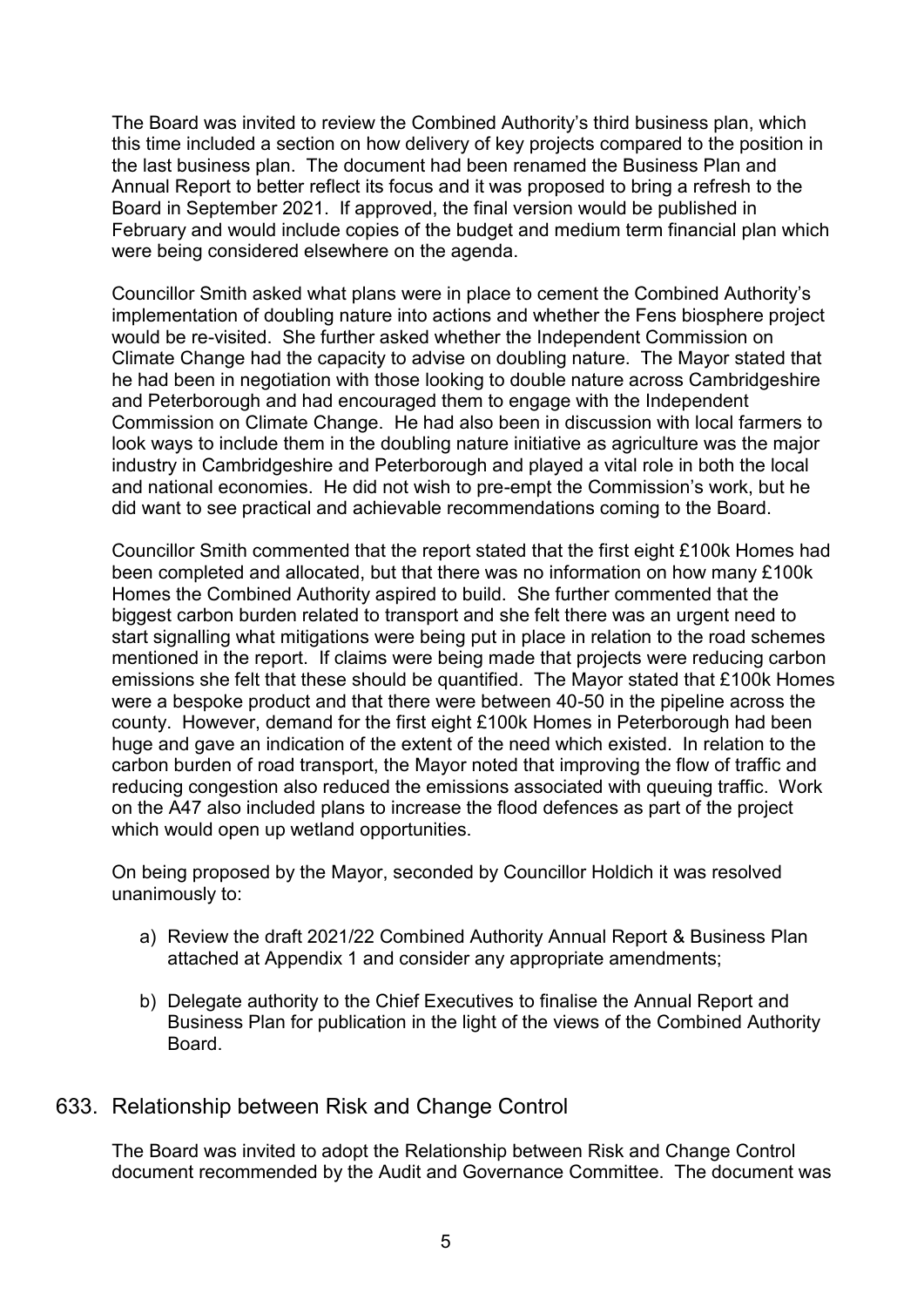The Board was invited to review the Combined Authority's third business plan, which this time included a section on how delivery of key projects compared to the position in the last business plan. The document had been renamed the Business Plan and Annual Report to better reflect its focus and it was proposed to bring a refresh to the Board in September 2021. If approved, the final version would be published in February and would include copies of the budget and medium term financial plan which were being considered elsewhere on the agenda.

Councillor Smith asked what plans were in place to cement the Combined Authority's implementation of doubling nature into actions and whether the Fens biosphere project would be re-visited. She further asked whether the Independent Commission on Climate Change had the capacity to advise on doubling nature. The Mayor stated that he had been in negotiation with those looking to double nature across Cambridgeshire and Peterborough and had encouraged them to engage with the Independent Commission on Climate Change. He had also been in discussion with local farmers to look ways to include them in the doubling nature initiative as agriculture was the major industry in Cambridgeshire and Peterborough and played a vital role in both the local and national economies. He did not wish to pre-empt the Commission's work, but he did want to see practical and achievable recommendations coming to the Board.

Councillor Smith commented that the report stated that the first eight £100k Homes had been completed and allocated, but that there was no information on how many £100k Homes the Combined Authority aspired to build. She further commented that the biggest carbon burden related to transport and she felt there was an urgent need to start signalling what mitigations were being put in place in relation to the road schemes mentioned in the report. If claims were being made that projects were reducing carbon emissions she felt that these should be quantified. The Mayor stated that £100k Homes were a bespoke product and that there were between 40-50 in the pipeline across the county. However, demand for the first eight £100k Homes in Peterborough had been huge and gave an indication of the extent of the need which existed. In relation to the carbon burden of road transport, the Mayor noted that improving the flow of traffic and reducing congestion also reduced the emissions associated with queuing traffic. Work on the A47 also included plans to increase the flood defences as part of the project which would open up wetland opportunities.

On being proposed by the Mayor, seconded by Councillor Holdich it was resolved unanimously to:

a) Review the draft 2021/22 Combined Authority Annual Report & Business Plan attached at Appendix 1 and consider any appropriate amendments;

b) Delegate authority to the Chief Executives to finalise the Annual Report and Business Plan for publication in the light of the views of the Combined Authority Board.

## 633. Relationship between Risk and Change Control

The Board was invited to adopt the Relationship between Risk and Change Control document recommended by the Audit and Governance Committee. The document was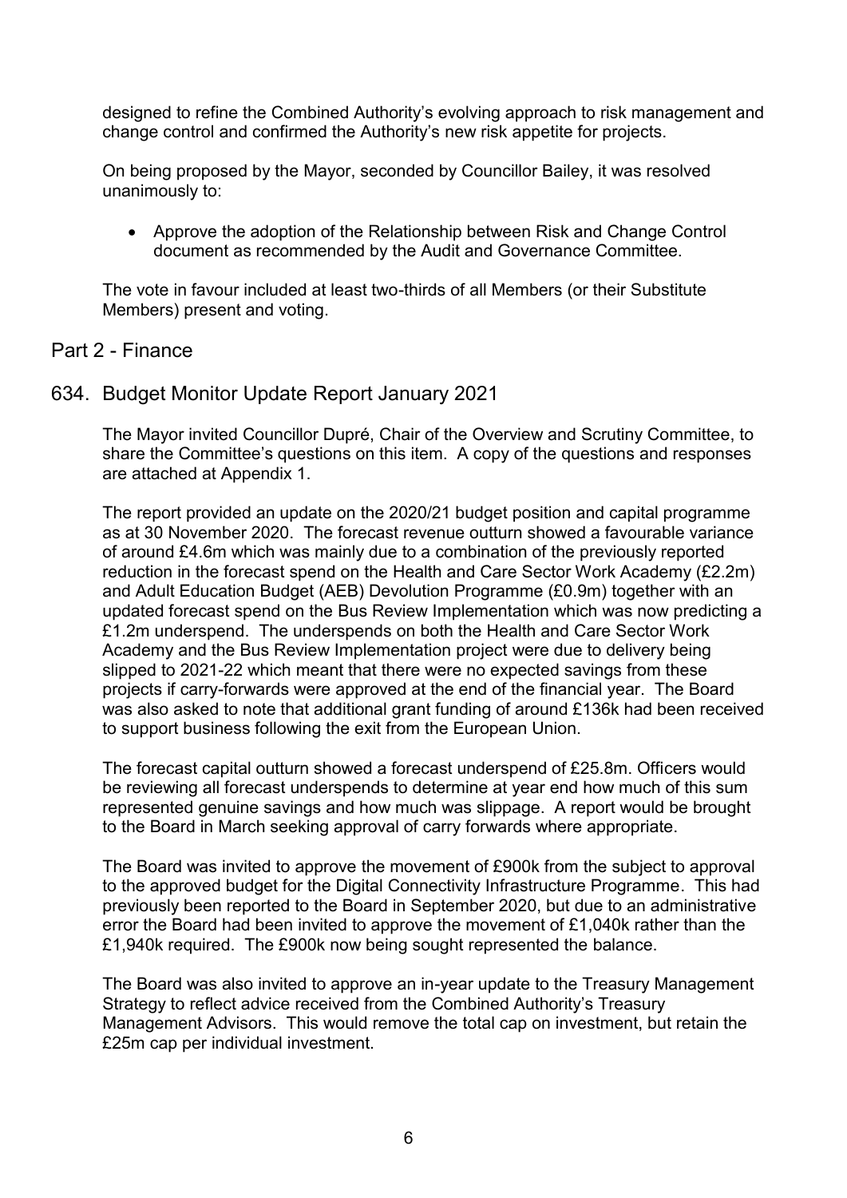designed to refine the Combined Authority's evolving approach to risk management and change control and confirmed the Authority's new risk appetite for projects.

On being proposed by the Mayor, seconded by Councillor Bailey, it was resolved unanimously to:

- Approve the adoption of the Relationship between Risk and Change Control document as recommended by the Audit and Governance Committee.

The vote in favour included at least two-thirds of all Members (or their Substitute Members) present and voting.

## Part 2 - Finance

## 634. Budget Monitor Update Report January 2021

The Mayor invited Councillor Dupré, Chair of the Overview and Scrutiny Committee, to share the Committee's questions on this item. A copy of the questions and responses are attached at Appendix 1.

The report provided an update on the 2020/21 budget position and capital programme as at 30 November 2020. The forecast revenue outturn showed a favourable variance of around £4.6m which was mainly due to a combination of the previously reported reduction in the forecast spend on the Health and Care Sector Work Academy (£2.2m) and Adult Education Budget (AEB) Devolution Programme (£0.9m) together with an updated forecast spend on the Bus Review Implementation which was now predicting a £1.2m underspend. The underspends on both the Health and Care Sector Work Academy and the Bus Review Implementation project were due to delivery being slipped to 2021-22 which meant that there were no expected savings from these projects if carry-forwards were approved at the end of the financial year. The Board was also asked to note that additional grant funding of around £136k had been received to support business following the exit from the European Union.

The forecast capital outturn showed a forecast underspend of £25.8m. Officers would be reviewing all forecast underspends to determine at year end how much of this sum represented genuine savings and how much was slippage. A report would be brought to the Board in March seeking approval of carry forwards where appropriate.

The Board was invited to approve the movement of £900k from the subject to approval to the approved budget for the Digital Connectivity Infrastructure Programme. This had previously been reported to the Board in September 2020, but due to an administrative error the Board had been invited to approve the movement of £1,040k rather than the £1,940k required. The £900k now being sought represented the balance.

The Board was also invited to approve an in-year update to the Treasury Management Strategy to reflect advice received from the Combined Authority's Treasury Management Advisors. This would remove the total cap on investment, but retain the £25m cap per individual investment.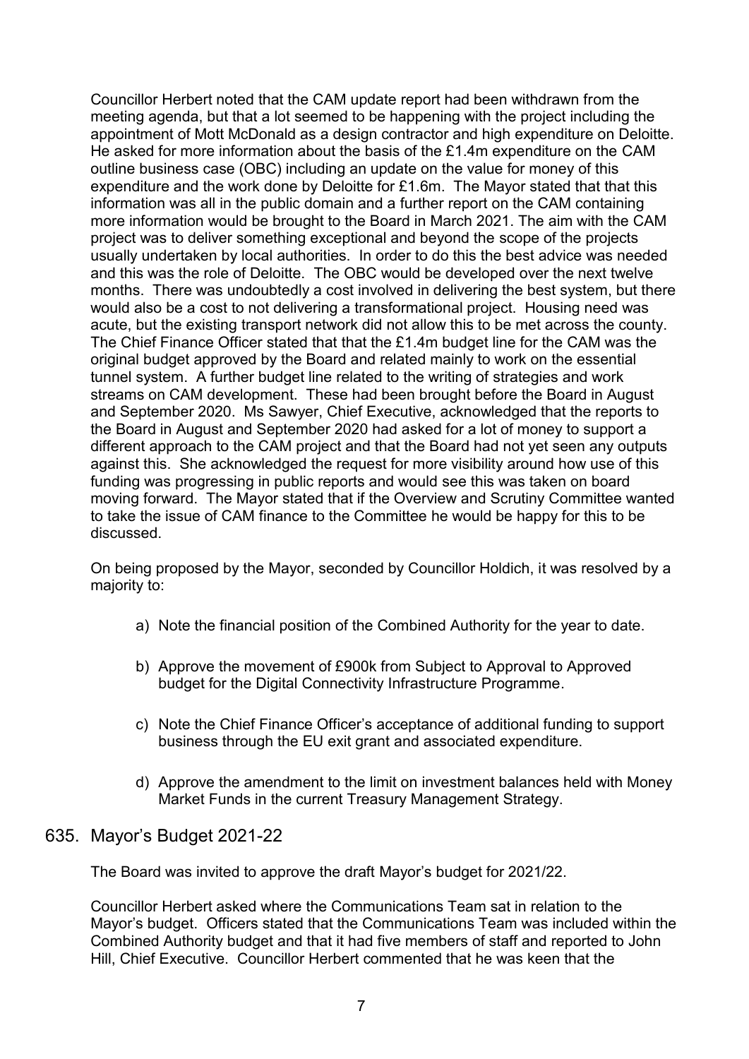Councillor Herbert noted that the CAM update report had been withdrawn from the meeting agenda, but that a lot seemed to be happening with the project including the appointment of Mott McDonald as a design contractor and high expenditure on Deloitte. He asked for more information about the basis of the £1.4m expenditure on the CAM outline business case (OBC) including an update on the value for money of this expenditure and the work done by Deloitte for £1.6m. The Mayor stated that that this information was all in the public domain and a further report on the CAM containing more information would be brought to the Board in March 2021. The aim with the CAM project was to deliver something exceptional and beyond the scope of the projects usually undertaken by local authorities. In order to do this the best advice was needed and this was the role of Deloitte. The OBC would be developed over the next twelve months. There was undoubtedly a cost involved in delivering the best system, but there would also be a cost to not delivering a transformational project. Housing need was acute, but the existing transport network did not allow this to be met across the county. The Chief Finance Officer stated that that the £1.4m budget line for the CAM was the original budget approved by the Board and related mainly to work on the essential tunnel system. A further budget line related to the writing of strategies and work streams on CAM development. These had been brought before the Board in August and September 2020. Ms Sawyer, Chief Executive, acknowledged that the reports to the Board in August and September 2020 had asked for a lot of money to support a different approach to the CAM project and that the Board had not yet seen any outputs against this. She acknowledged the request for more visibility around how use of this funding was progressing in public reports and would see this was taken on board moving forward. The Mayor stated that if the Overview and Scrutiny Committee wanted to take the issue of CAM finance to the Committee he would be happy for this to be discussed.

On being proposed by the Mayor, seconded by Councillor Holdich, it was resolved by a majority to:

a) Note the financial position of the Combined Authority for the year to date.

b) Approve the movement of £900k from Subject to Approval to Approved budget for the Digital Connectivity Infrastructure Programme.

c) Note the Chief Finance Officer's acceptance of additional funding to support business through the EU exit grant and associated expenditure.

d) Approve the amendment to the limit on investment balances held with Money Market Funds in the current Treasury Management Strategy.

## 635. Mayor's Budget 2021-22

The Board was invited to approve the draft Mayor's budget for 2021/22.

Councillor Herbert asked where the Communications Team sat in relation to the Mayor's budget. Officers stated that the Communications Team was included within the Combined Authority budget and that it had five members of staff and reported to John Hill, Chief Executive. Councillor Herbert commented that he was keen that the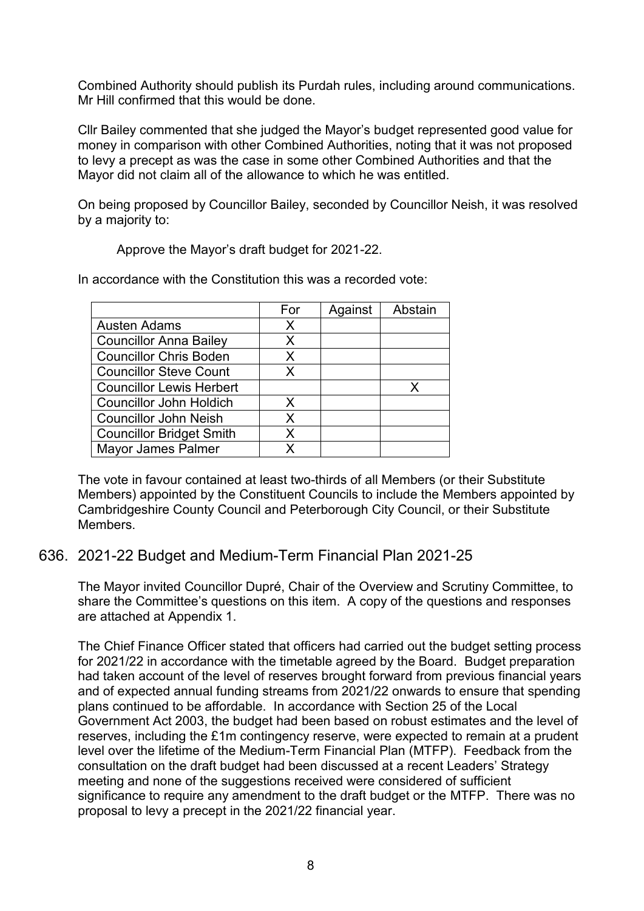Combined Authority should publish its Purdah rules, including around communications. Mr Hill confirmed that this would be done.

Cllr Bailey commented that she judged the Mayor's budget represented good value for money in comparison with other Combined Authorities, noting that it was not proposed to levy a precept as was the case in some other Combined Authorities and that the Mayor did not claim all of the allowance to which he was entitled.

On being proposed by Councillor Bailey, seconded by Councillor Neish, it was resolved by a majority to:

> Approve the Mayor's draft budget for 2021-22.

In accordance with the Constitution this was a recorded vote:

| | For | Against | Abstain |
|---|---|---|---|
| Austen Adams | X | | |
| Councillor Anna Bailey | X | | |
| Councillor Chris Boden | X | | |
| Councillor Steve Count | X | | |
| Councillor Lewis Herbert | | | X |
| Councillor John Holdich | X | | |
| Councillor John Neish | X | | |
| Councillor Bridget Smith | X | | |
| Mayor James Palmer | X | | |

The vote in favour contained at least two-thirds of all Members (or their Substitute Members) appointed by the Constituent Councils to include the Members appointed by Cambridgeshire County Council and Peterborough City Council, or their Substitute Members.

## 636. 2021-22 Budget and Medium-Term Financial Plan 2021-25

The Mayor invited Councillor Dupré, Chair of the Overview and Scrutiny Committee, to share the Committee's questions on this item. A copy of the questions and responses are attached at Appendix 1.

The Chief Finance Officer stated that officers had carried out the budget setting process for 2021/22 in accordance with the timetable agreed by the Board. Budget preparation had taken account of the level of reserves brought forward from previous financial years and of expected annual funding streams from 2021/22 onwards to ensure that spending plans continued to be affordable. In accordance with Section 25 of the Local Government Act 2003, the budget had been based on robust estimates and the level of reserves, including the £1m contingency reserve, were expected to remain at a prudent level over the lifetime of the Medium-Term Financial Plan (MTFP). Feedback from the consultation on the draft budget had been discussed at a recent Leaders' Strategy meeting and none of the suggestions received were considered of sufficient significance to require any amendment to the draft budget or the MTFP. There was no proposal to levy a precept in the 2021/22 financial year.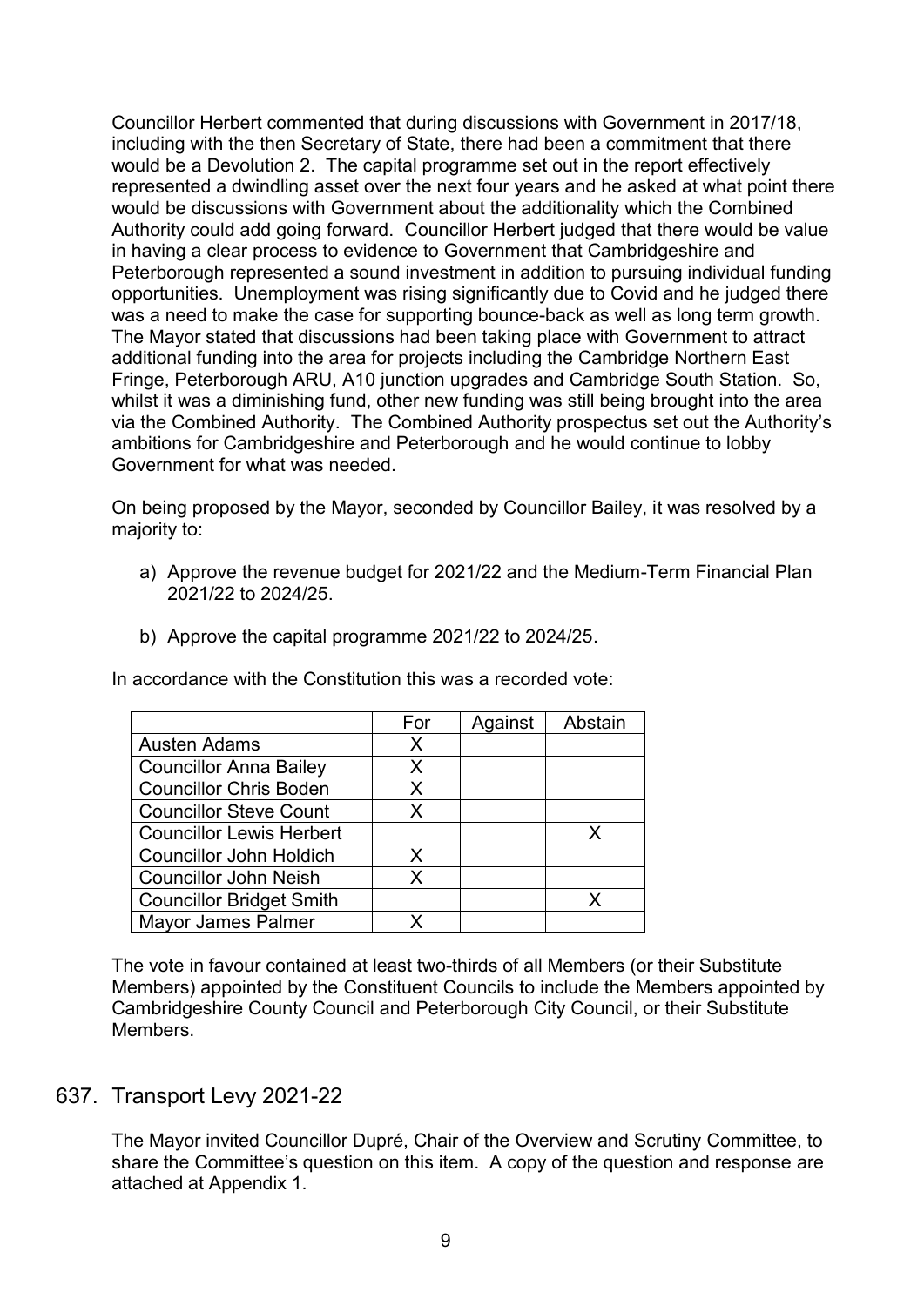Councillor Herbert commented that during discussions with Government in 2017/18, including with the then Secretary of State, there had been a commitment that there would be a Devolution 2. The capital programme set out in the report effectively represented a dwindling asset over the next four years and he asked at what point there would be discussions with Government about the additionality which the Combined Authority could add going forward. Councillor Herbert judged that there would be value in having a clear process to evidence to Government that Cambridgeshire and Peterborough represented a sound investment in addition to pursuing individual funding opportunities. Unemployment was rising significantly due to Covid and he judged there was a need to make the case for supporting bounce-back as well as long term growth. The Mayor stated that discussions had been taking place with Government to attract additional funding into the area for projects including the Cambridge Northern East Fringe, Peterborough ARU, A10 junction upgrades and Cambridge South Station. So, whilst it was a diminishing fund, other new funding was still being brought into the area via the Combined Authority. The Combined Authority prospectus set out the Authority's ambitions for Cambridgeshire and Peterborough and he would continue to lobby Government for what was needed.

On being proposed by the Mayor, seconded by Councillor Bailey, it was resolved by a majority to:

a) Approve the revenue budget for 2021/22 and the Medium-Term Financial Plan 2021/22 to 2024/25.

b) Approve the capital programme 2021/22 to 2024/25.

In accordance with the Constitution this was a recorded vote:

| | For | Against | Abstain |
|---|---|---|---|
| Austen Adams | X | | |
| Councillor Anna Bailey | X | | |
| Councillor Chris Boden | X | | |
| Councillor Steve Count | X | | |
| Councillor Lewis Herbert | | | X |
| Councillor John Holdich | X | | |
| Councillor John Neish | X | | |
| Councillor Bridget Smith | | | X |
| Mayor James Palmer | X | | |

The vote in favour contained at least two-thirds of all Members (or their Substitute Members) appointed by the Constituent Councils to include the Members appointed by Cambridgeshire County Council and Peterborough City Council, or their Substitute Members.

## 637. Transport Levy 2021-22

The Mayor invited Councillor Dupré, Chair of the Overview and Scrutiny Committee, to share the Committee's question on this item. A copy of the question and response are attached at Appendix 1.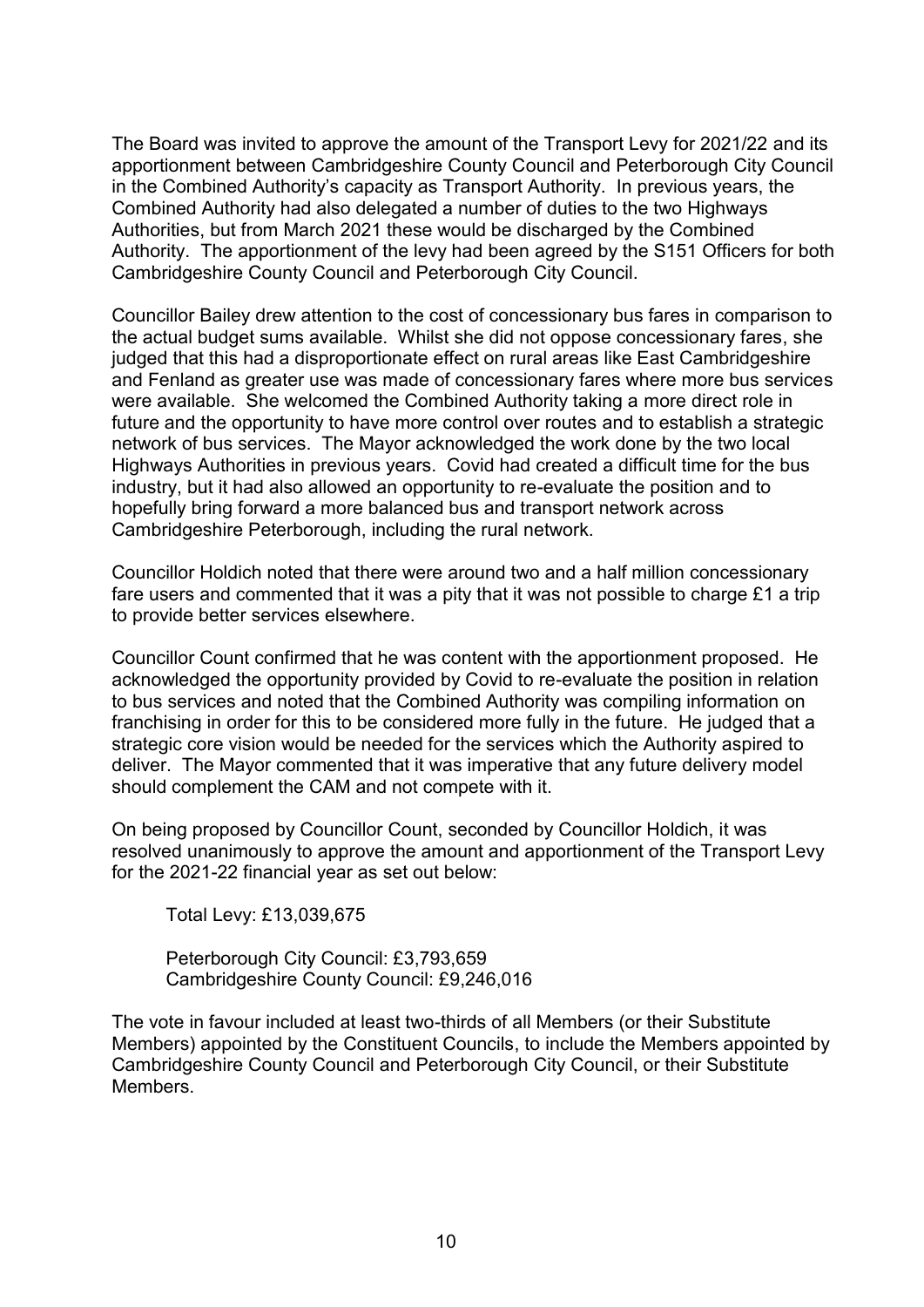The Board was invited to approve the amount of the Transport Levy for 2021/22 and its apportionment between Cambridgeshire County Council and Peterborough City Council in the Combined Authority's capacity as Transport Authority. In previous years, the Combined Authority had also delegated a number of duties to the two Highways Authorities, but from March 2021 these would be discharged by the Combined Authority. The apportionment of the levy had been agreed by the S151 Officers for both Cambridgeshire County Council and Peterborough City Council.

Councillor Bailey drew attention to the cost of concessionary bus fares in comparison to the actual budget sums available. Whilst she did not oppose concessionary fares, she judged that this had a disproportionate effect on rural areas like East Cambridgeshire and Fenland as greater use was made of concessionary fares where more bus services were available. She welcomed the Combined Authority taking a more direct role in future and the opportunity to have more control over routes and to establish a strategic network of bus services. The Mayor acknowledged the work done by the two local Highways Authorities in previous years. Covid had created a difficult time for the bus industry, but it had also allowed an opportunity to re-evaluate the position and to hopefully bring forward a more balanced bus and transport network across Cambridgeshire Peterborough, including the rural network.

Councillor Holdich noted that there were around two and a half million concessionary fare users and commented that it was a pity that it was not possible to charge £1 a trip to provide better services elsewhere.

Councillor Count confirmed that he was content with the apportionment proposed. He acknowledged the opportunity provided by Covid to re-evaluate the position in relation to bus services and noted that the Combined Authority was compiling information on franchising in order for this to be considered more fully in the future. He judged that a strategic core vision would be needed for the services which the Authority aspired to deliver. The Mayor commented that it was imperative that any future delivery model should complement the CAM and not compete with it.

On being proposed by Councillor Count, seconded by Councillor Holdich, it was resolved unanimously to approve the amount and apportionment of the Transport Levy for the 2021-22 financial year as set out below:

Total Levy: £13,039,675

Peterborough City Council: £3,793,659
Cambridgeshire County Council: £9,246,016

The vote in favour included at least two-thirds of all Members (or their Substitute Members) appointed by the Constituent Councils, to include the Members appointed by Cambridgeshire County Council and Peterborough City Council, or their Substitute Members.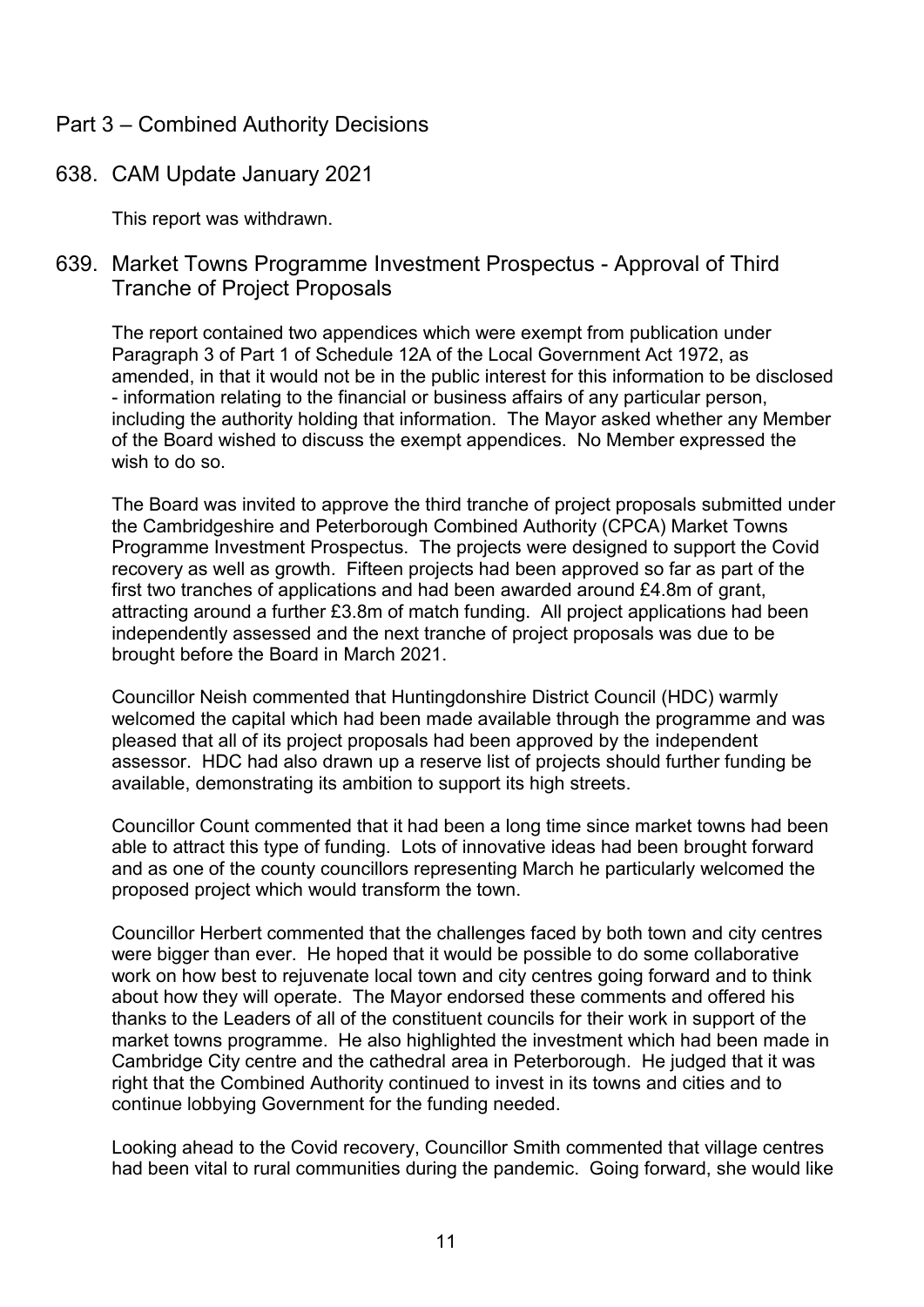## Part 3 – Combined Authority Decisions

### 638. CAM Update January 2021

This report was withdrawn.

### 639. Market Towns Programme Investment Prospectus - Approval of Third Tranche of Project Proposals

The report contained two appendices which were exempt from publication under Paragraph 3 of Part 1 of Schedule 12A of the Local Government Act 1972, as amended, in that it would not be in the public interest for this information to be disclosed - information relating to the financial or business affairs of any particular person, including the authority holding that information. The Mayor asked whether any Member of the Board wished to discuss the exempt appendices. No Member expressed the wish to do so.

The Board was invited to approve the third tranche of project proposals submitted under the Cambridgeshire and Peterborough Combined Authority (CPCA) Market Towns Programme Investment Prospectus. The projects were designed to support the Covid recovery as well as growth. Fifteen projects had been approved so far as part of the first two tranches of applications and had been awarded around £4.8m of grant, attracting around a further £3.8m of match funding. All project applications had been independently assessed and the next tranche of project proposals was due to be brought before the Board in March 2021.

Councillor Neish commented that Huntingdonshire District Council (HDC) warmly welcomed the capital which had been made available through the programme and was pleased that all of its project proposals had been approved by the independent assessor. HDC had also drawn up a reserve list of projects should further funding be available, demonstrating its ambition to support its high streets.

Councillor Count commented that it had been a long time since market towns had been able to attract this type of funding. Lots of innovative ideas had been brought forward and as one of the county councillors representing March he particularly welcomed the proposed project which would transform the town.

Councillor Herbert commented that the challenges faced by both town and city centres were bigger than ever. He hoped that it would be possible to do some collaborative work on how best to rejuvenate local town and city centres going forward and to think about how they will operate. The Mayor endorsed these comments and offered his thanks to the Leaders of all of the constituent councils for their work in support of the market towns programme. He also highlighted the investment which had been made in Cambridge City centre and the cathedral area in Peterborough. He judged that it was right that the Combined Authority continued to invest in its towns and cities and to continue lobbying Government for the funding needed.

Looking ahead to the Covid recovery, Councillor Smith commented that village centres had been vital to rural communities during the pandemic. Going forward, she would like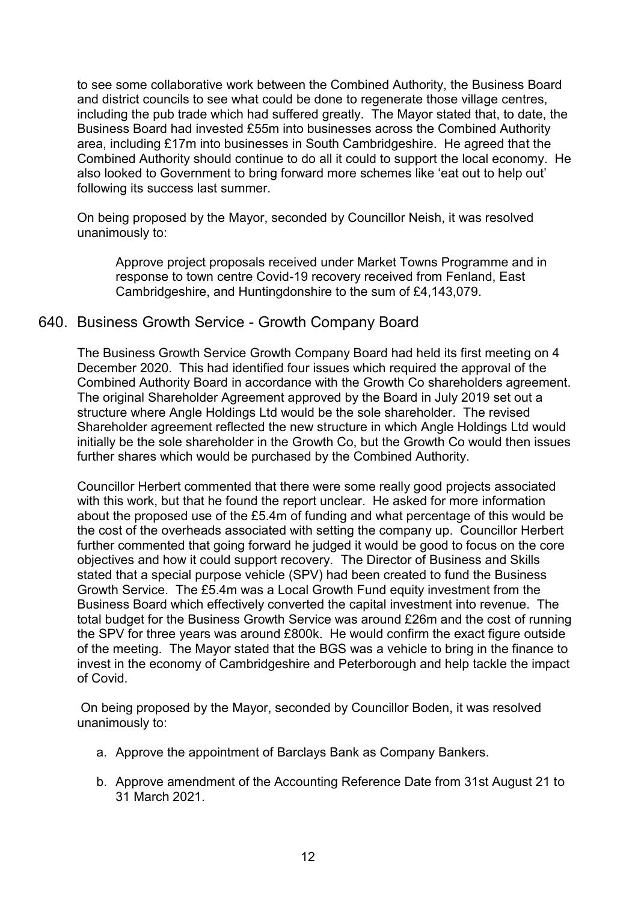to see some collaborative work between the Combined Authority, the Business Board and district councils to see what could be done to regenerate those village centres, including the pub trade which had suffered greatly. The Mayor stated that, to date, the Business Board had invested £55m into businesses across the Combined Authority area, including £17m into businesses in South Cambridgeshire. He agreed that the Combined Authority should continue to do all it could to support the local economy. He also looked to Government to bring forward more schemes like 'eat out to help out' following its success last summer.

On being proposed by the Mayor, seconded by Councillor Neish, it was resolved unanimously to:

> Approve project proposals received under Market Towns Programme and in response to town centre Covid-19 recovery received from Fenland, East Cambridgeshire, and Huntingdonshire to the sum of £4,143,079.

## 640. Business Growth Service - Growth Company Board

The Business Growth Service Growth Company Board had held its first meeting on 4 December 2020. This had identified four issues which required the approval of the Combined Authority Board in accordance with the Growth Co shareholders agreement. The original Shareholder Agreement approved by the Board in July 2019 set out a structure where Angle Holdings Ltd would be the sole shareholder. The revised Shareholder agreement reflected the new structure in which Angle Holdings Ltd would initially be the sole shareholder in the Growth Co, but the Growth Co would then issues further shares which would be purchased by the Combined Authority.

Councillor Herbert commented that there were some really good projects associated with this work, but that he found the report unclear. He asked for more information about the proposed use of the £5.4m of funding and what percentage of this would be the cost of the overheads associated with setting the company up. Councillor Herbert further commented that going forward he judged it would be good to focus on the core objectives and how it could support recovery. The Director of Business and Skills stated that a special purpose vehicle (SPV) had been created to fund the Business Growth Service. The £5.4m was a Local Growth Fund equity investment from the Business Board which effectively converted the capital investment into revenue. The total budget for the Business Growth Service was around £26m and the cost of running the SPV for three years was around £800k. He would confirm the exact figure outside of the meeting. The Mayor stated that the BGS was a vehicle to bring in the finance to invest in the economy of Cambridgeshire and Peterborough and help tackle the impact of Covid.

On being proposed by the Mayor, seconded by Councillor Boden, it was resolved unanimously to:

a. Approve the appointment of Barclays Bank as Company Bankers.

b. Approve amendment of the Accounting Reference Date from 31st August 21 to 31 March 2021.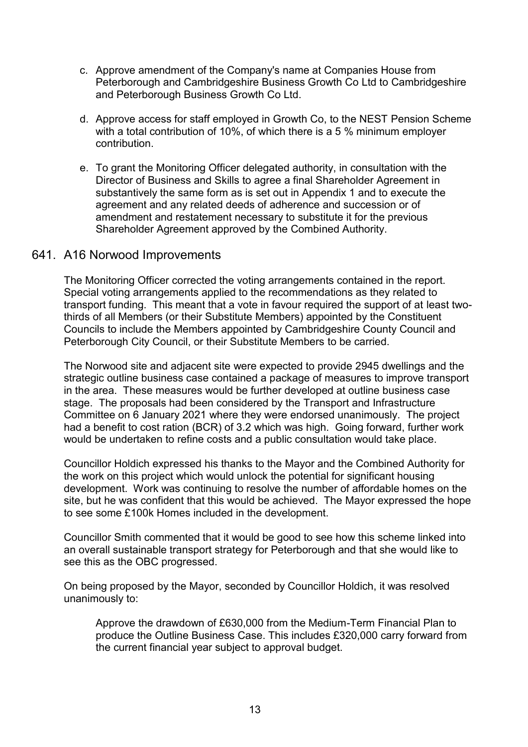c. Approve amendment of the Company's name at Companies House from Peterborough and Cambridgeshire Business Growth Co Ltd to Cambridgeshire and Peterborough Business Growth Co Ltd.

d. Approve access for staff employed in Growth Co, to the NEST Pension Scheme with a total contribution of 10%, of which there is a 5 % minimum employer contribution.

e. To grant the Monitoring Officer delegated authority, in consultation with the Director of Business and Skills to agree a final Shareholder Agreement in substantively the same form as is set out in Appendix 1 and to execute the agreement and any related deeds of adherence and succession or of amendment and restatement necessary to substitute it for the previous Shareholder Agreement approved by the Combined Authority.

## 641. A16 Norwood Improvements

The Monitoring Officer corrected the voting arrangements contained in the report. Special voting arrangements applied to the recommendations as they related to transport funding. This meant that a vote in favour required the support of at least two-thirds of all Members (or their Substitute Members) appointed by the Constituent Councils to include the Members appointed by Cambridgeshire County Council and Peterborough City Council, or their Substitute Members to be carried.

The Norwood site and adjacent site were expected to provide 2945 dwellings and the strategic outline business case contained a package of measures to improve transport in the area. These measures would be further developed at outline business case stage. The proposals had been considered by the Transport and Infrastructure Committee on 6 January 2021 where they were endorsed unanimously. The project had a benefit to cost ration (BCR) of 3.2 which was high. Going forward, further work would be undertaken to refine costs and a public consultation would take place.

Councillor Holdich expressed his thanks to the Mayor and the Combined Authority for the work on this project which would unlock the potential for significant housing development. Work was continuing to resolve the number of affordable homes on the site, but he was confident that this would be achieved. The Mayor expressed the hope to see some £100k Homes included in the development.

Councillor Smith commented that it would be good to see how this scheme linked into an overall sustainable transport strategy for Peterborough and that she would like to see this as the OBC progressed.

On being proposed by the Mayor, seconded by Councillor Holdich, it was resolved unanimously to:

> Approve the drawdown of £630,000 from the Medium-Term Financial Plan to produce the Outline Business Case. This includes £320,000 carry forward from the current financial year subject to approval budget.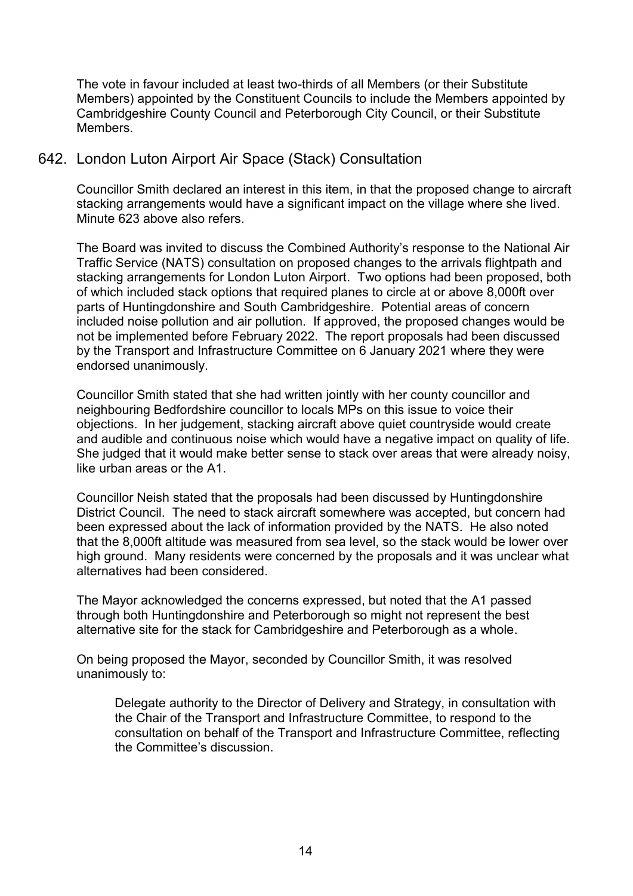The vote in favour included at least two-thirds of all Members (or their Substitute Members) appointed by the Constituent Councils to include the Members appointed by Cambridgeshire County Council and Peterborough City Council, or their Substitute Members.

## 642. London Luton Airport Air Space (Stack) Consultation

Councillor Smith declared an interest in this item, in that the proposed change to aircraft stacking arrangements would have a significant impact on the village where she lived. Minute 623 above also refers.

The Board was invited to discuss the Combined Authority's response to the National Air Traffic Service (NATS) consultation on proposed changes to the arrivals flightpath and stacking arrangements for London Luton Airport. Two options had been proposed, both of which included stack options that required planes to circle at or above 8,000ft over parts of Huntingdonshire and South Cambridgeshire. Potential areas of concern included noise pollution and air pollution. If approved, the proposed changes would be not be implemented before February 2022. The report proposals had been discussed by the Transport and Infrastructure Committee on 6 January 2021 where they were endorsed unanimously.

Councillor Smith stated that she had written jointly with her county councillor and neighbouring Bedfordshire councillor to locals MPs on this issue to voice their objections. In her judgement, stacking aircraft above quiet countryside would create and audible and continuous noise which would have a negative impact on quality of life. She judged that it would make better sense to stack over areas that were already noisy, like urban areas or the A1.

Councillor Neish stated that the proposals had been discussed by Huntingdonshire District Council. The need to stack aircraft somewhere was accepted, but concern had been expressed about the lack of information provided by the NATS. He also noted that the 8,000ft altitude was measured from sea level, so the stack would be lower over high ground. Many residents were concerned by the proposals and it was unclear what alternatives had been considered.

The Mayor acknowledged the concerns expressed, but noted that the A1 passed through both Huntingdonshire and Peterborough so might not represent the best alternative site for the stack for Cambridgeshire and Peterborough as a whole.

On being proposed the Mayor, seconded by Councillor Smith, it was resolved unanimously to:

> Delegate authority to the Director of Delivery and Strategy, in consultation with the Chair of the Transport and Infrastructure Committee, to respond to the consultation on behalf of the Transport and Infrastructure Committee, reflecting the Committee's discussion.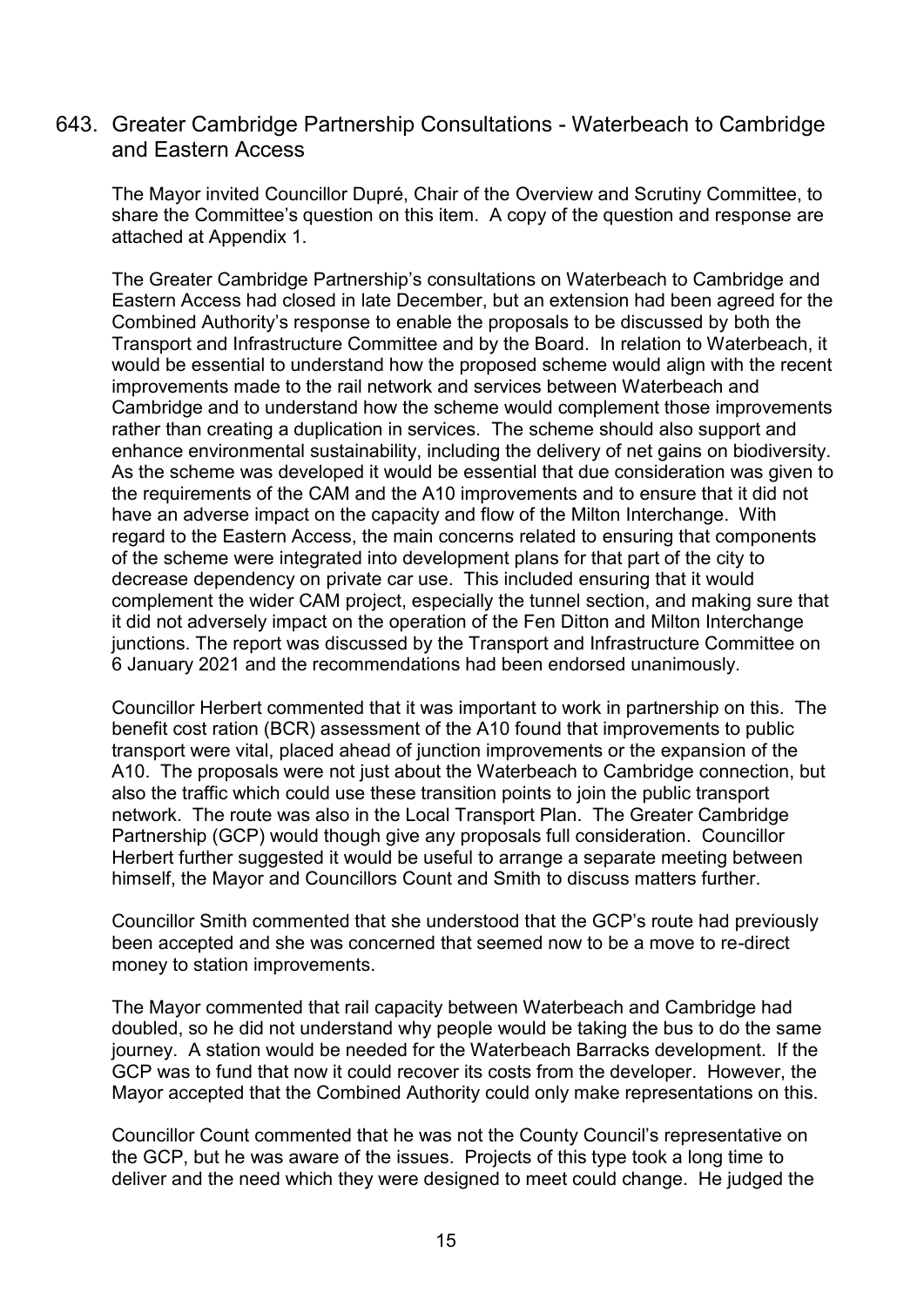## 643. Greater Cambridge Partnership Consultations - Waterbeach to Cambridge and Eastern Access

The Mayor invited Councillor Dupré, Chair of the Overview and Scrutiny Committee, to share the Committee's question on this item. A copy of the question and response are attached at Appendix 1.

The Greater Cambridge Partnership's consultations on Waterbeach to Cambridge and Eastern Access had closed in late December, but an extension had been agreed for the Combined Authority's response to enable the proposals to be discussed by both the Transport and Infrastructure Committee and by the Board. In relation to Waterbeach, it would be essential to understand how the proposed scheme would align with the recent improvements made to the rail network and services between Waterbeach and Cambridge and to understand how the scheme would complement those improvements rather than creating a duplication in services. The scheme should also support and enhance environmental sustainability, including the delivery of net gains on biodiversity. As the scheme was developed it would be essential that due consideration was given to the requirements of the CAM and the A10 improvements and to ensure that it did not have an adverse impact on the capacity and flow of the Milton Interchange. With regard to the Eastern Access, the main concerns related to ensuring that components of the scheme were integrated into development plans for that part of the city to decrease dependency on private car use. This included ensuring that it would complement the wider CAM project, especially the tunnel section, and making sure that it did not adversely impact on the operation of the Fen Ditton and Milton Interchange junctions. The report was discussed by the Transport and Infrastructure Committee on 6 January 2021 and the recommendations had been endorsed unanimously.

Councillor Herbert commented that it was important to work in partnership on this. The benefit cost ration (BCR) assessment of the A10 found that improvements to public transport were vital, placed ahead of junction improvements or the expansion of the A10. The proposals were not just about the Waterbeach to Cambridge connection, but also the traffic which could use these transition points to join the public transport network. The route was also in the Local Transport Plan. The Greater Cambridge Partnership (GCP) would though give any proposals full consideration. Councillor Herbert further suggested it would be useful to arrange a separate meeting between himself, the Mayor and Councillors Count and Smith to discuss matters further.

Councillor Smith commented that she understood that the GCP's route had previously been accepted and she was concerned that seemed now to be a move to re-direct money to station improvements.

The Mayor commented that rail capacity between Waterbeach and Cambridge had doubled, so he did not understand why people would be taking the bus to do the same journey. A station would be needed for the Waterbeach Barracks development. If the GCP was to fund that now it could recover its costs from the developer. However, the Mayor accepted that the Combined Authority could only make representations on this.

Councillor Count commented that he was not the County Council's representative on the GCP, but he was aware of the issues. Projects of this type took a long time to deliver and the need which they were designed to meet could change. He judged the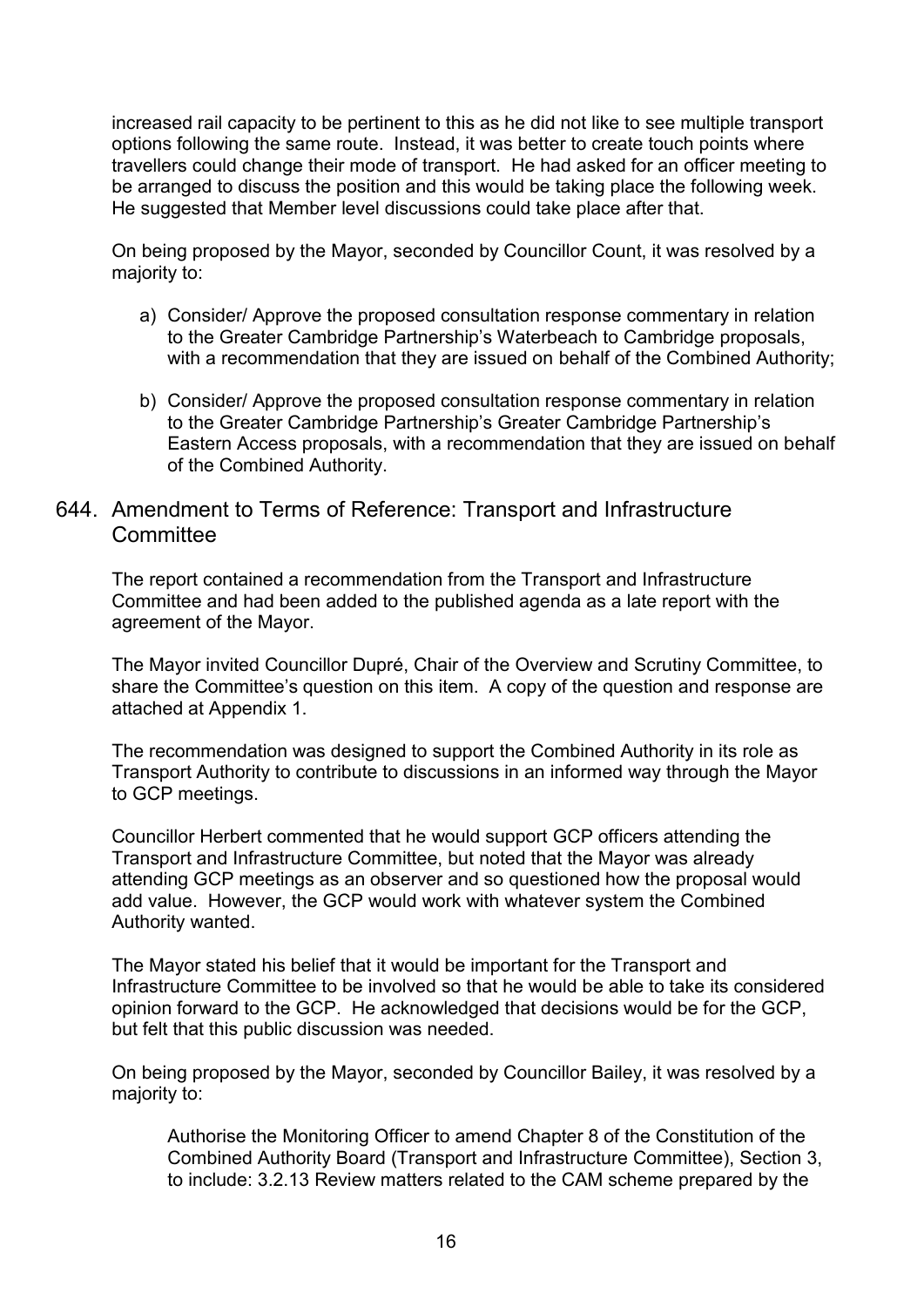increased rail capacity to be pertinent to this as he did not like to see multiple transport options following the same route. Instead, it was better to create touch points where travellers could change their mode of transport. He had asked for an officer meeting to be arranged to discuss the position and this would be taking place the following week. He suggested that Member level discussions could take place after that.

On being proposed by the Mayor, seconded by Councillor Count, it was resolved by a majority to:

a) Consider/ Approve the proposed consultation response commentary in relation to the Greater Cambridge Partnership's Waterbeach to Cambridge proposals, with a recommendation that they are issued on behalf of the Combined Authority;

b) Consider/ Approve the proposed consultation response commentary in relation to the Greater Cambridge Partnership's Greater Cambridge Partnership's Eastern Access proposals, with a recommendation that they are issued on behalf of the Combined Authority.

## 644. Amendment to Terms of Reference: Transport and Infrastructure Committee

The report contained a recommendation from the Transport and Infrastructure Committee and had been added to the published agenda as a late report with the agreement of the Mayor.

The Mayor invited Councillor Dupré, Chair of the Overview and Scrutiny Committee, to share the Committee's question on this item. A copy of the question and response are attached at Appendix 1.

The recommendation was designed to support the Combined Authority in its role as Transport Authority to contribute to discussions in an informed way through the Mayor to GCP meetings.

Councillor Herbert commented that he would support GCP officers attending the Transport and Infrastructure Committee, but noted that the Mayor was already attending GCP meetings as an observer and so questioned how the proposal would add value. However, the GCP would work with whatever system the Combined Authority wanted.

The Mayor stated his belief that it would be important for the Transport and Infrastructure Committee to be involved so that he would be able to take its considered opinion forward to the GCP. He acknowledged that decisions would be for the GCP, but felt that this public discussion was needed.

On being proposed by the Mayor, seconded by Councillor Bailey, it was resolved by a majority to:

> Authorise the Monitoring Officer to amend Chapter 8 of the Constitution of the Combined Authority Board (Transport and Infrastructure Committee), Section 3, to include: 3.2.13 Review matters related to the CAM scheme prepared by the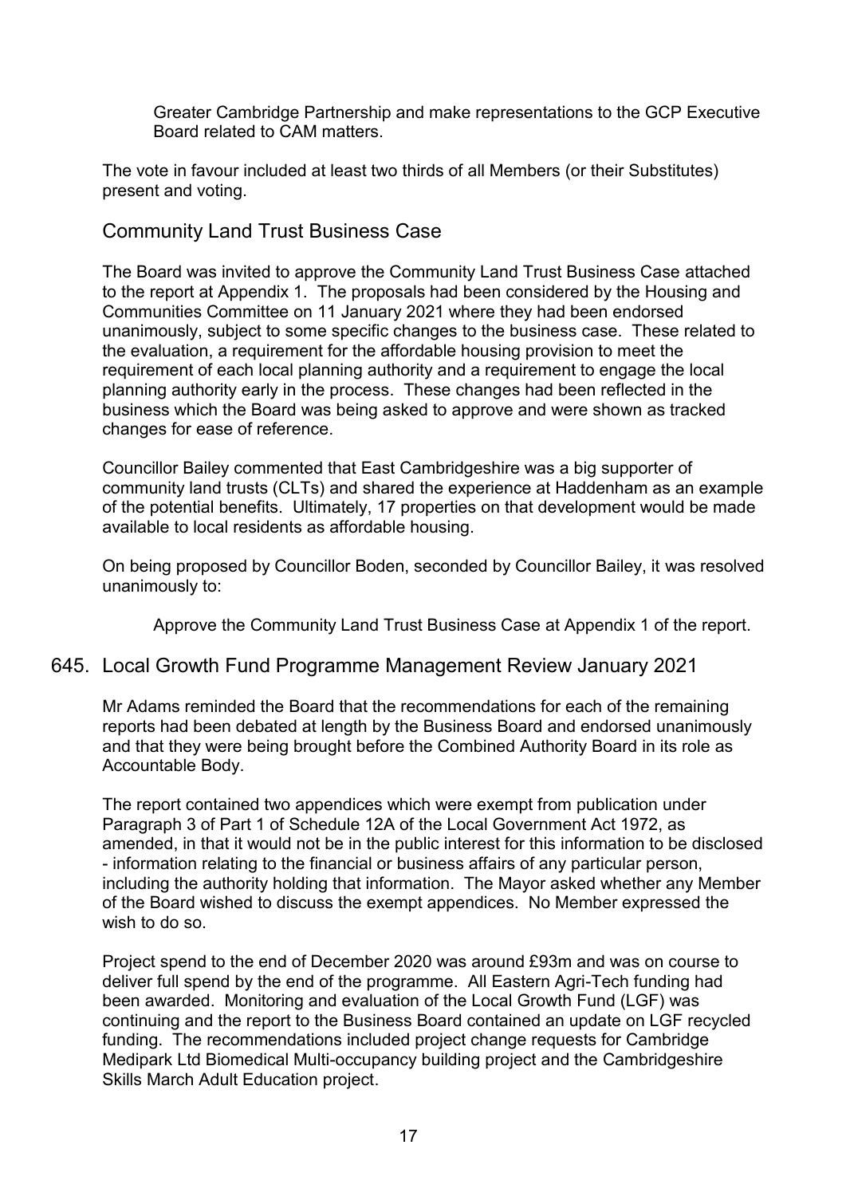Greater Cambridge Partnership and make representations to the GCP Executive Board related to CAM matters.

The vote in favour included at least two thirds of all Members (or their Substitutes) present and voting.

### Community Land Trust Business Case

The Board was invited to approve the Community Land Trust Business Case attached to the report at Appendix 1. The proposals had been considered by the Housing and Communities Committee on 11 January 2021 where they had been endorsed unanimously, subject to some specific changes to the business case. These related to the evaluation, a requirement for the affordable housing provision to meet the requirement of each local planning authority and a requirement to engage the local planning authority early in the process. These changes had been reflected in the business which the Board was being asked to approve and were shown as tracked changes for ease of reference.

Councillor Bailey commented that East Cambridgeshire was a big supporter of community land trusts (CLTs) and shared the experience at Haddenham as an example of the potential benefits. Ultimately, 17 properties on that development would be made available to local residents as affordable housing.

On being proposed by Councillor Boden, seconded by Councillor Bailey, it was resolved unanimously to:

> Approve the Community Land Trust Business Case at Appendix 1 of the report.

## 645. Local Growth Fund Programme Management Review January 2021

Mr Adams reminded the Board that the recommendations for each of the remaining reports had been debated at length by the Business Board and endorsed unanimously and that they were being brought before the Combined Authority Board in its role as Accountable Body.

The report contained two appendices which were exempt from publication under Paragraph 3 of Part 1 of Schedule 12A of the Local Government Act 1972, as amended, in that it would not be in the public interest for this information to be disclosed - information relating to the financial or business affairs of any particular person, including the authority holding that information. The Mayor asked whether any Member of the Board wished to discuss the exempt appendices. No Member expressed the wish to do so.

Project spend to the end of December 2020 was around £93m and was on course to deliver full spend by the end of the programme. All Eastern Agri-Tech funding had been awarded. Monitoring and evaluation of the Local Growth Fund (LGF) was continuing and the report to the Business Board contained an update on LGF recycled funding. The recommendations included project change requests for Cambridge Medipark Ltd Biomedical Multi-occupancy building project and the Cambridgeshire Skills March Adult Education project.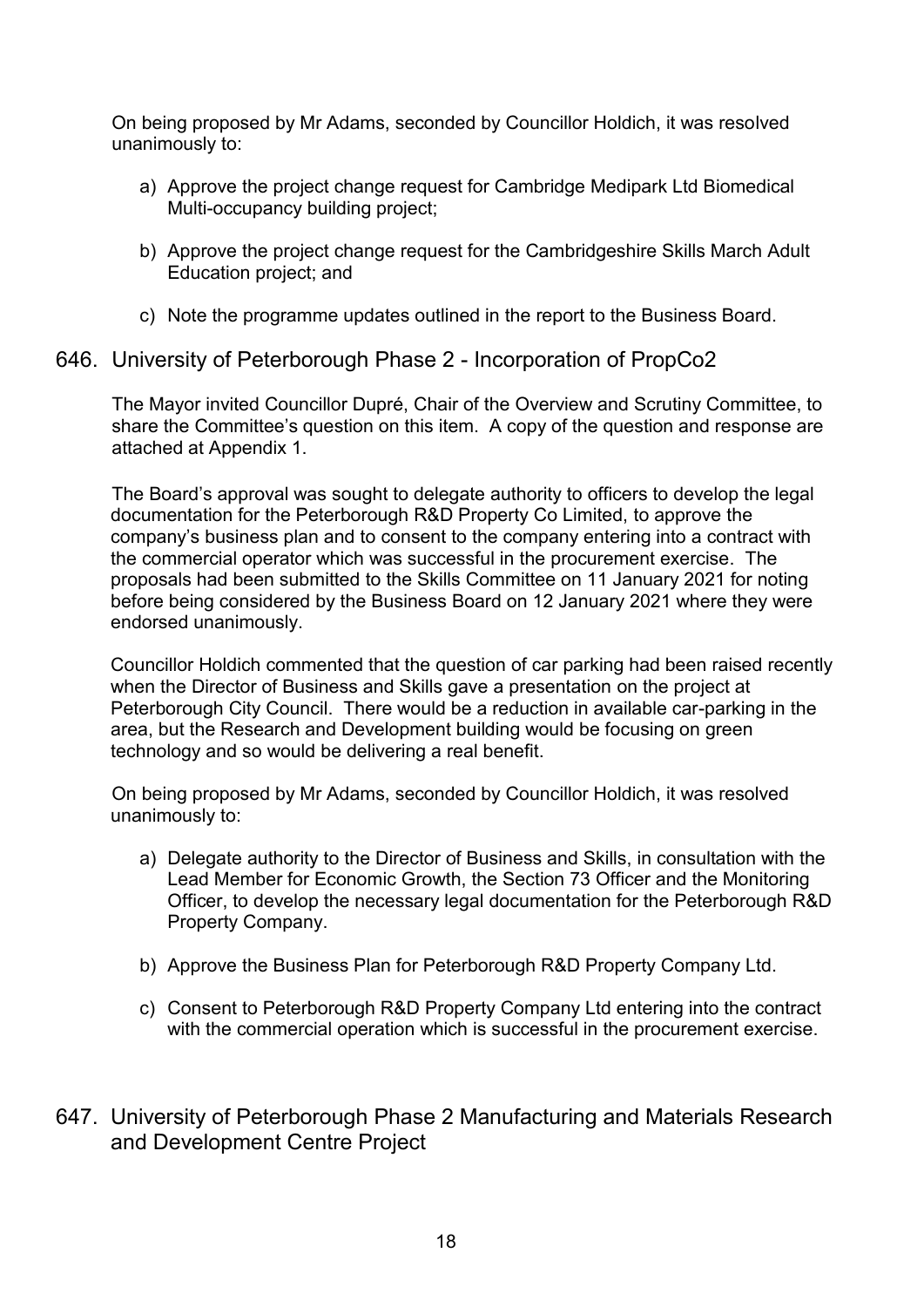On being proposed by Mr Adams, seconded by Councillor Holdich, it was resolved unanimously to:

a) Approve the project change request for Cambridge Medipark Ltd Biomedical Multi-occupancy building project;

b) Approve the project change request for the Cambridgeshire Skills March Adult Education project; and

c) Note the programme updates outlined in the report to the Business Board.

## 646. University of Peterborough Phase 2 - Incorporation of PropCo2

The Mayor invited Councillor Dupré, Chair of the Overview and Scrutiny Committee, to share the Committee's question on this item. A copy of the question and response are attached at Appendix 1.

The Board's approval was sought to delegate authority to officers to develop the legal documentation for the Peterborough R&D Property Co Limited, to approve the company's business plan and to consent to the company entering into a contract with the commercial operator which was successful in the procurement exercise. The proposals had been submitted to the Skills Committee on 11 January 2021 for noting before being considered by the Business Board on 12 January 2021 where they were endorsed unanimously.

Councillor Holdich commented that the question of car parking had been raised recently when the Director of Business and Skills gave a presentation on the project at Peterborough City Council. There would be a reduction in available car-parking in the area, but the Research and Development building would be focusing on green technology and so would be delivering a real benefit.

On being proposed by Mr Adams, seconded by Councillor Holdich, it was resolved unanimously to:

a) Delegate authority to the Director of Business and Skills, in consultation with the Lead Member for Economic Growth, the Section 73 Officer and the Monitoring Officer, to develop the necessary legal documentation for the Peterborough R&D Property Company.

b) Approve the Business Plan for Peterborough R&D Property Company Ltd.

c) Consent to Peterborough R&D Property Company Ltd entering into the contract with the commercial operation which is successful in the procurement exercise.

## 647. University of Peterborough Phase 2 Manufacturing and Materials Research and Development Centre Project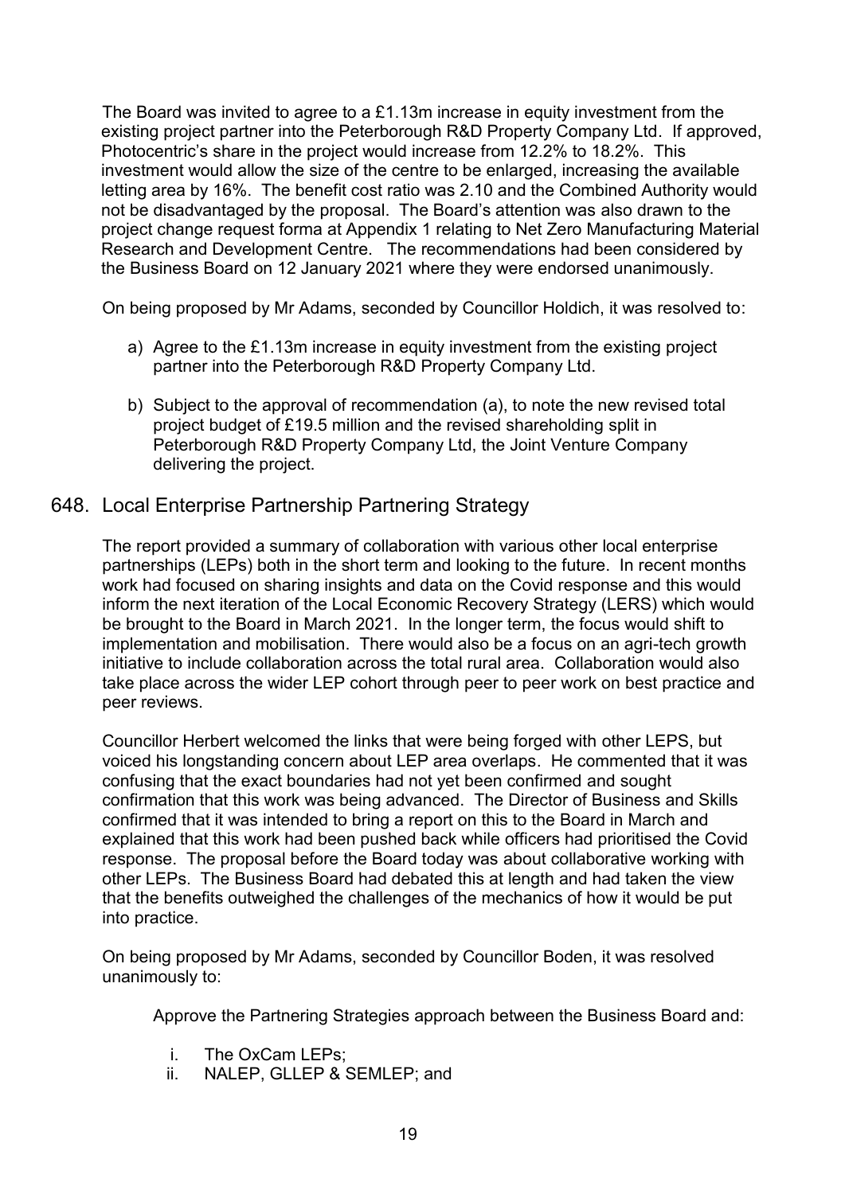The Board was invited to agree to a £1.13m increase in equity investment from the existing project partner into the Peterborough R&D Property Company Ltd. If approved, Photocentric's share in the project would increase from 12.2% to 18.2%. This investment would allow the size of the centre to be enlarged, increasing the available letting area by 16%. The benefit cost ratio was 2.10 and the Combined Authority would not be disadvantaged by the proposal. The Board's attention was also drawn to the project change request forma at Appendix 1 relating to Net Zero Manufacturing Material Research and Development Centre. The recommendations had been considered by the Business Board on 12 January 2021 where they were endorsed unanimously.

On being proposed by Mr Adams, seconded by Councillor Holdich, it was resolved to:

a) Agree to the £1.13m increase in equity investment from the existing project partner into the Peterborough R&D Property Company Ltd.

b) Subject to the approval of recommendation (a), to note the new revised total project budget of £19.5 million and the revised shareholding split in Peterborough R&D Property Company Ltd, the Joint Venture Company delivering the project.

## 648. Local Enterprise Partnership Partnering Strategy

The report provided a summary of collaboration with various other local enterprise partnerships (LEPs) both in the short term and looking to the future. In recent months work had focused on sharing insights and data on the Covid response and this would inform the next iteration of the Local Economic Recovery Strategy (LERS) which would be brought to the Board in March 2021. In the longer term, the focus would shift to implementation and mobilisation. There would also be a focus on an agri-tech growth initiative to include collaboration across the total rural area. Collaboration would also take place across the wider LEP cohort through peer to peer work on best practice and peer reviews.

Councillor Herbert welcomed the links that were being forged with other LEPS, but voiced his longstanding concern about LEP area overlaps. He commented that it was confusing that the exact boundaries had not yet been confirmed and sought confirmation that this work was being advanced. The Director of Business and Skills confirmed that it was intended to bring a report on this to the Board in March and explained that this work had been pushed back while officers had prioritised the Covid response. The proposal before the Board today was about collaborative working with other LEPs. The Business Board had debated this at length and had taken the view that the benefits outweighed the challenges of the mechanics of how it would be put into practice.

On being proposed by Mr Adams, seconded by Councillor Boden, it was resolved unanimously to:

Approve the Partnering Strategies approach between the Business Board and:

i. The OxCam LEPs;
ii. NALEP, GLLEP & SEMLEP; and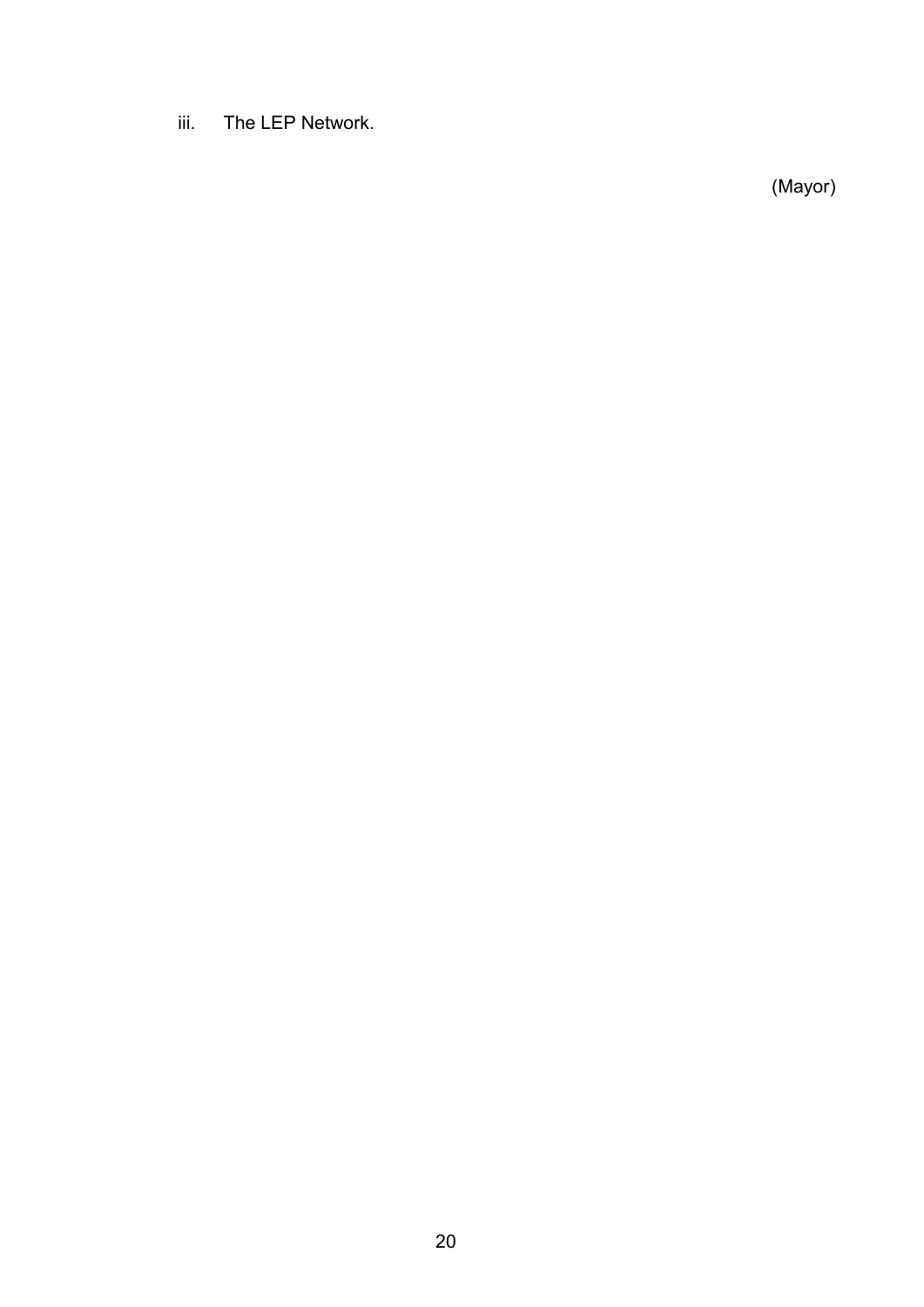iii. The LEP Network.

(Mayor)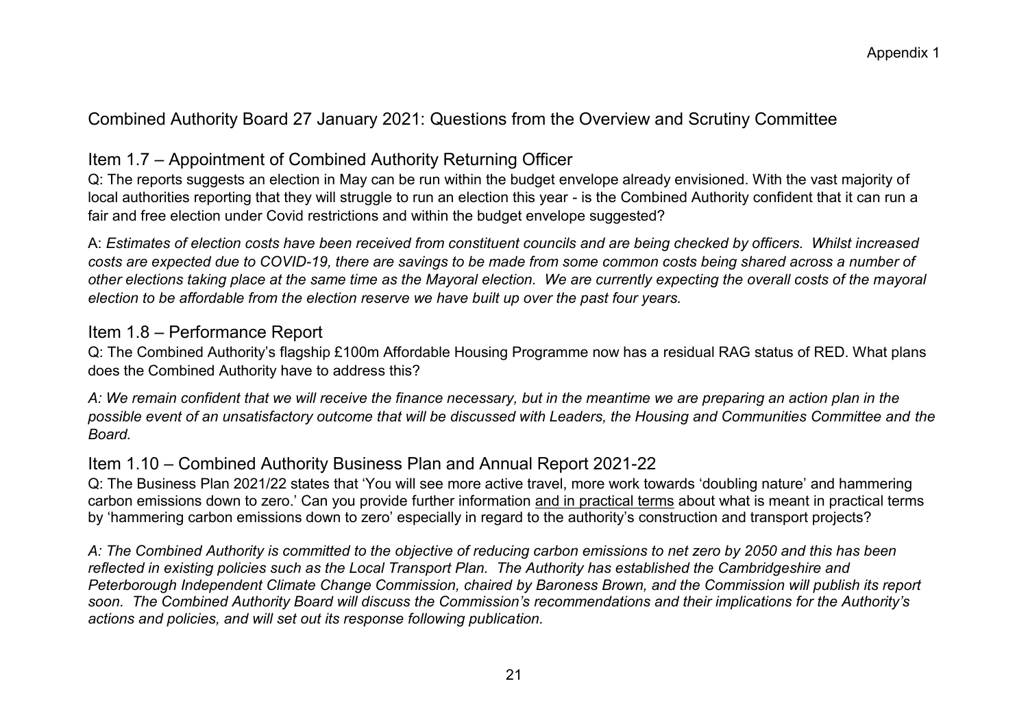Appendix 1

# Combined Authority Board 27 January 2021: Questions from the Overview and Scrutiny Committee

## Item 1.7 – Appointment of Combined Authority Returning Officer

Q: The reports suggests an election in May can be run within the budget envelope already envisioned. With the vast majority of local authorities reporting that they will struggle to run an election this year - is the Combined Authority confident that it can run a fair and free election under Covid restrictions and within the budget envelope suggested?

A: *Estimates of election costs have been received from constituent councils and are being checked by officers. Whilst increased costs are expected due to COVID-19, there are savings to be made from some common costs being shared across a number of other elections taking place at the same time as the Mayoral election. We are currently expecting the overall costs of the mayoral election to be affordable from the election reserve we have built up over the past four years.*

## Item 1.8 – Performance Report

Q: The Combined Authority's flagship £100m Affordable Housing Programme now has a residual RAG status of RED. What plans does the Combined Authority have to address this?

*A: We remain confident that we will receive the finance necessary, but in the meantime we are preparing an action plan in the possible event of an unsatisfactory outcome that will be discussed with Leaders, the Housing and Communities Committee and the Board.*

## Item 1.10 – Combined Authority Business Plan and Annual Report 2021-22

Q: The Business Plan 2021/22 states that 'You will see more active travel, more work towards 'doubling nature' and hammering carbon emissions down to zero.' Can you provide further information <u>and in practical terms</u> about what is meant in practical terms by 'hammering carbon emissions down to zero' especially in regard to the authority's construction and transport projects?

*A: The Combined Authority is committed to the objective of reducing carbon emissions to net zero by 2050 and this has been reflected in existing policies such as the Local Transport Plan. The Authority has established the Cambridgeshire and Peterborough Independent Climate Change Commission, chaired by Baroness Brown, and the Commission will publish its report soon. The Combined Authority Board will discuss the Commission's recommendations and their implications for the Authority's actions and policies, and will set out its response following publication.*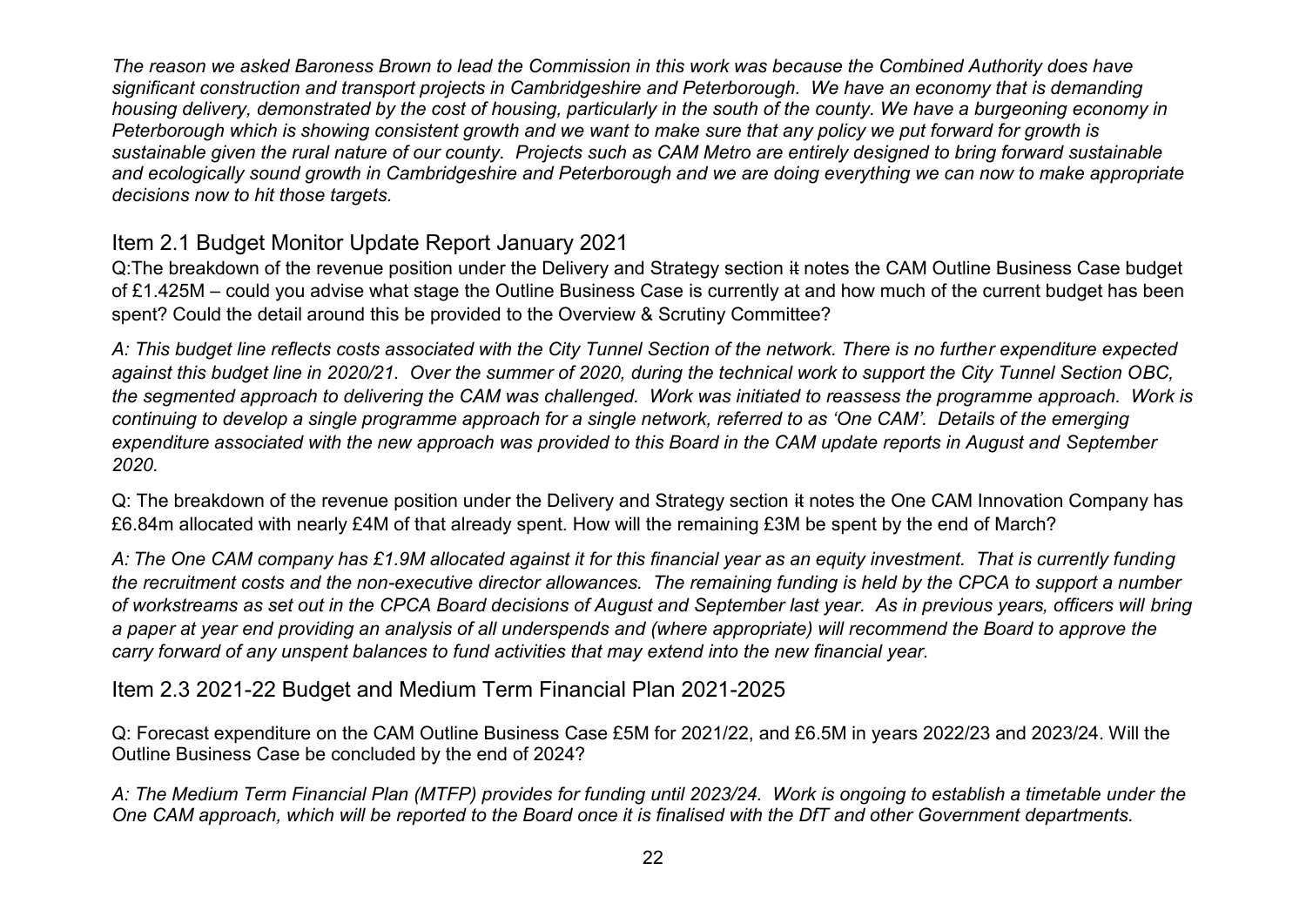*The reason we asked Baroness Brown to lead the Commission in this work was because the Combined Authority does have significant construction and transport projects in Cambridgeshire and Peterborough. We have an economy that is demanding housing delivery, demonstrated by the cost of housing, particularly in the south of the county. We have a burgeoning economy in Peterborough which is showing consistent growth and we want to make sure that any policy we put forward for growth is sustainable given the rural nature of our county. Projects such as CAM Metro are entirely designed to bring forward sustainable and ecologically sound growth in Cambridgeshire and Peterborough and we are doing everything we can now to make appropriate decisions now to hit those targets.*

## Item 2.1 Budget Monitor Update Report January 2021

Q:The breakdown of the revenue position under the Delivery and Strategy section ~~it~~ notes the CAM Outline Business Case budget of £1.425M – could you advise what stage the Outline Business Case is currently at and how much of the current budget has been spent? Could the detail around this be provided to the Overview & Scrutiny Committee?

*A: This budget line reflects costs associated with the City Tunnel Section of the network. There is no further expenditure expected against this budget line in 2020/21. Over the summer of 2020, during the technical work to support the City Tunnel Section OBC, the segmented approach to delivering the CAM was challenged. Work was initiated to reassess the programme approach. Work is continuing to develop a single programme approach for a single network, referred to as 'One CAM'. Details of the emerging expenditure associated with the new approach was provided to this Board in the CAM update reports in August and September 2020.*

Q: The breakdown of the revenue position under the Delivery and Strategy section ~~it~~ notes the One CAM Innovation Company has £6.84m allocated with nearly £4M of that already spent. How will the remaining £3M be spent by the end of March?

*A: The One CAM company has £1.9M allocated against it for this financial year as an equity investment. That is currently funding the recruitment costs and the non-executive director allowances. The remaining funding is held by the CPCA to support a number of workstreams as set out in the CPCA Board decisions of August and September last year. As in previous years, officers will bring a paper at year end providing an analysis of all underspends and (where appropriate) will recommend the Board to approve the carry forward of any unspent balances to fund activities that may extend into the new financial year.*

## Item 2.3 2021-22 Budget and Medium Term Financial Plan 2021-2025

Q: Forecast expenditure on the CAM Outline Business Case £5M for 2021/22, and £6.5M in years 2022/23 and 2023/24. Will the Outline Business Case be concluded by the end of 2024?

*A: The Medium Term Financial Plan (MTFP) provides for funding until 2023/24. Work is ongoing to establish a timetable under the One CAM approach, which will be reported to the Board once it is finalised with the DfT and other Government departments.*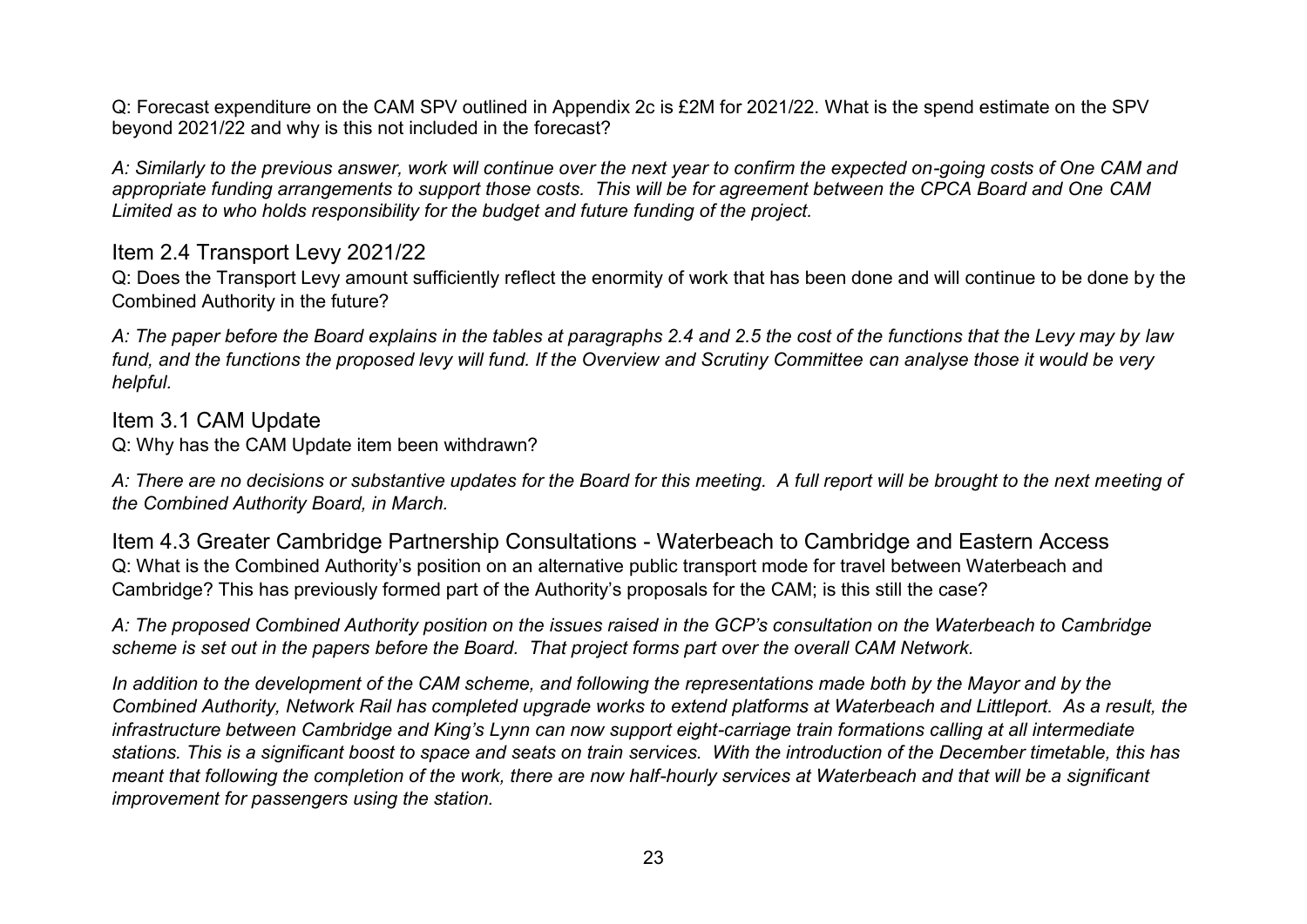Q: Forecast expenditure on the CAM SPV outlined in Appendix 2c is £2M for 2021/22. What is the spend estimate on the SPV beyond 2021/22 and why is this not included in the forecast?

*A: Similarly to the previous answer, work will continue over the next year to confirm the expected on-going costs of One CAM and appropriate funding arrangements to support those costs. This will be for agreement between the CPCA Board and One CAM Limited as to who holds responsibility for the budget and future funding of the project.*

## Item 2.4 Transport Levy 2021/22

Q: Does the Transport Levy amount sufficiently reflect the enormity of work that has been done and will continue to be done by the Combined Authority in the future?

*A: The paper before the Board explains in the tables at paragraphs 2.4 and 2.5 the cost of the functions that the Levy may by law fund, and the functions the proposed levy will fund. If the Overview and Scrutiny Committee can analyse those it would be very helpful.*

## Item 3.1 CAM Update

Q: Why has the CAM Update item been withdrawn?

*A: There are no decisions or substantive updates for the Board for this meeting. A full report will be brought to the next meeting of the Combined Authority Board, in March.*

## Item 4.3 Greater Cambridge Partnership Consultations - Waterbeach to Cambridge and Eastern Access

Q: What is the Combined Authority's position on an alternative public transport mode for travel between Waterbeach and Cambridge? This has previously formed part of the Authority's proposals for the CAM; is this still the case?

*A: The proposed Combined Authority position on the issues raised in the GCP's consultation on the Waterbeach to Cambridge scheme is set out in the papers before the Board. That project forms part over the overall CAM Network.*

*In addition to the development of the CAM scheme, and following the representations made both by the Mayor and by the Combined Authority, Network Rail has completed upgrade works to extend platforms at Waterbeach and Littleport. As a result, the infrastructure between Cambridge and King's Lynn can now support eight-carriage train formations calling at all intermediate stations. This is a significant boost to space and seats on train services. With the introduction of the December timetable, this has meant that following the completion of the work, there are now half-hourly services at Waterbeach and that will be a significant improvement for passengers using the station.*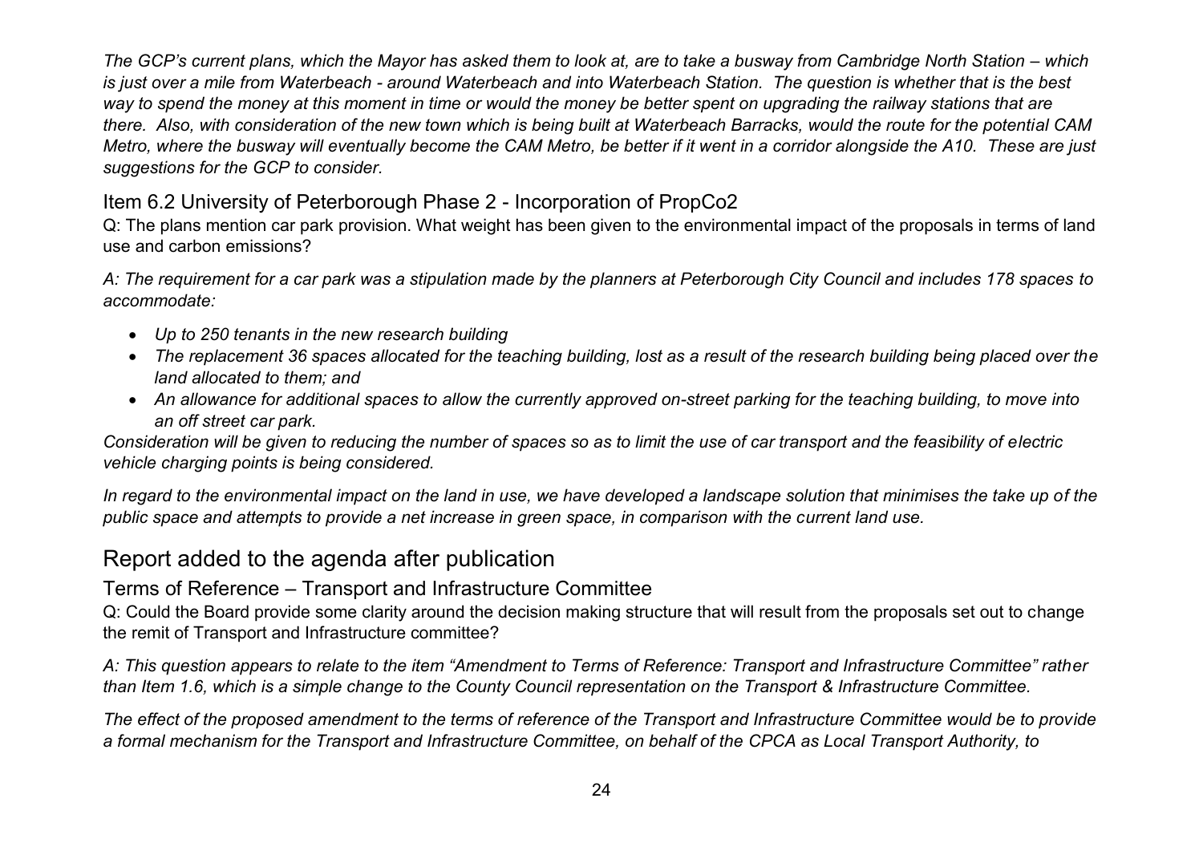*The GCP's current plans, which the Mayor has asked them to look at, are to take a busway from Cambridge North Station – which is just over a mile from Waterbeach - around Waterbeach and into Waterbeach Station. The question is whether that is the best way to spend the money at this moment in time or would the money be better spent on upgrading the railway stations that are there. Also, with consideration of the new town which is being built at Waterbeach Barracks, would the route for the potential CAM Metro, where the busway will eventually become the CAM Metro, be better if it went in a corridor alongside the A10. These are just suggestions for the GCP to consider.*

### Item 6.2 University of Peterborough Phase 2 - Incorporation of PropCo2

Q: The plans mention car park provision. What weight has been given to the environmental impact of the proposals in terms of land use and carbon emissions?

*A: The requirement for a car park was a stipulation made by the planners at Peterborough City Council and includes 178 spaces to accommodate:*

- *Up to 250 tenants in the new research building*
- *The replacement 36 spaces allocated for the teaching building, lost as a result of the research building being placed over the land allocated to them; and*
- *An allowance for additional spaces to allow the currently approved on-street parking for the teaching building, to move into an off street car park.*

*Consideration will be given to reducing the number of spaces so as to limit the use of car transport and the feasibility of electric vehicle charging points is being considered.*

*In regard to the environmental impact on the land in use, we have developed a landscape solution that minimises the take up of the public space and attempts to provide a net increase in green space, in comparison with the current land use.*

## Report added to the agenda after publication

### Terms of Reference – Transport and Infrastructure Committee

Q: Could the Board provide some clarity around the decision making structure that will result from the proposals set out to change the remit of Transport and Infrastructure committee?

*A: This question appears to relate to the item "Amendment to Terms of Reference: Transport and Infrastructure Committee" rather than Item 1.6, which is a simple change to the County Council representation on the Transport & Infrastructure Committee.*

*The effect of the proposed amendment to the terms of reference of the Transport and Infrastructure Committee would be to provide a formal mechanism for the Transport and Infrastructure Committee, on behalf of the CPCA as Local Transport Authority, to*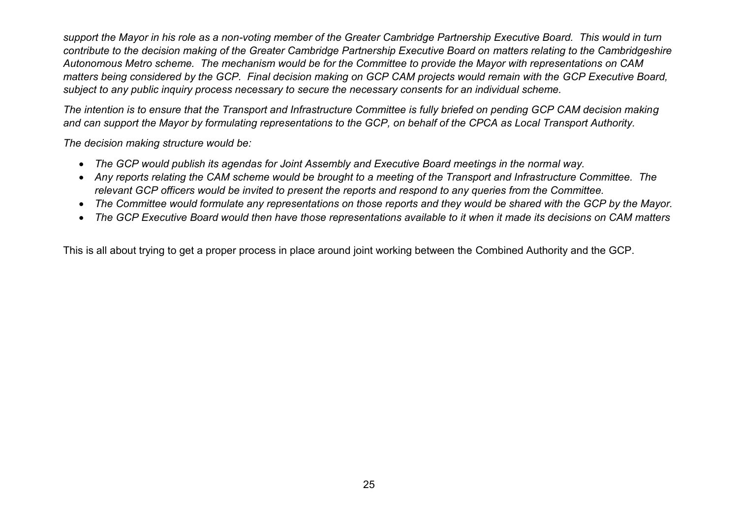*support the Mayor in his role as a non-voting member of the Greater Cambridge Partnership Executive Board. This would in turn contribute to the decision making of the Greater Cambridge Partnership Executive Board on matters relating to the Cambridgeshire Autonomous Metro scheme. The mechanism would be for the Committee to provide the Mayor with representations on CAM matters being considered by the GCP. Final decision making on GCP CAM projects would remain with the GCP Executive Board, subject to any public inquiry process necessary to secure the necessary consents for an individual scheme.*

*The intention is to ensure that the Transport and Infrastructure Committee is fully briefed on pending GCP CAM decision making and can support the Mayor by formulating representations to the GCP, on behalf of the CPCA as Local Transport Authority.*

*The decision making structure would be:*

- *The GCP would publish its agendas for Joint Assembly and Executive Board meetings in the normal way.*
- *Any reports relating the CAM scheme would be brought to a meeting of the Transport and Infrastructure Committee. The relevant GCP officers would be invited to present the reports and respond to any queries from the Committee.*
- *The Committee would formulate any representations on those reports and they would be shared with the GCP by the Mayor.*
- *The GCP Executive Board would then have those representations available to it when it made its decisions on CAM matters*

This is all about trying to get a proper process in place around joint working between the Combined Authority and the GCP.